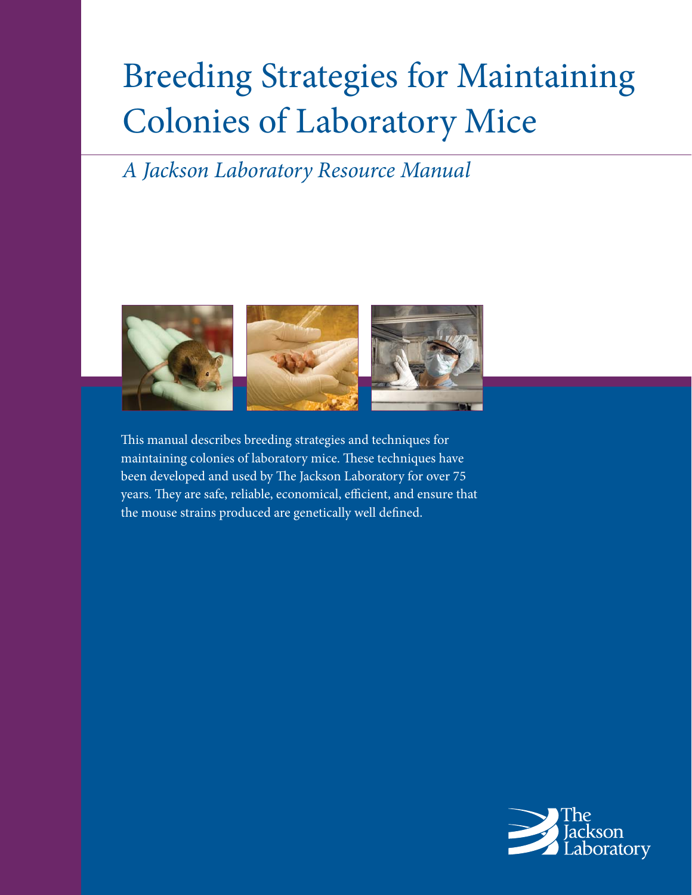# Breeding Strategies for Maintaining Colonies of Laboratory Mice

*A Jackson Laboratory Resource Manual*

This manual describes breeding strategies and techniques for maintaining colonies of laboratory mice. These techniques have been developed and used by The Jackson Laboratory for over 75 years. They are safe, reliable, economical, efficient, and ensure that the mouse strains produced are genetically well defined.

The Jackson Laboratory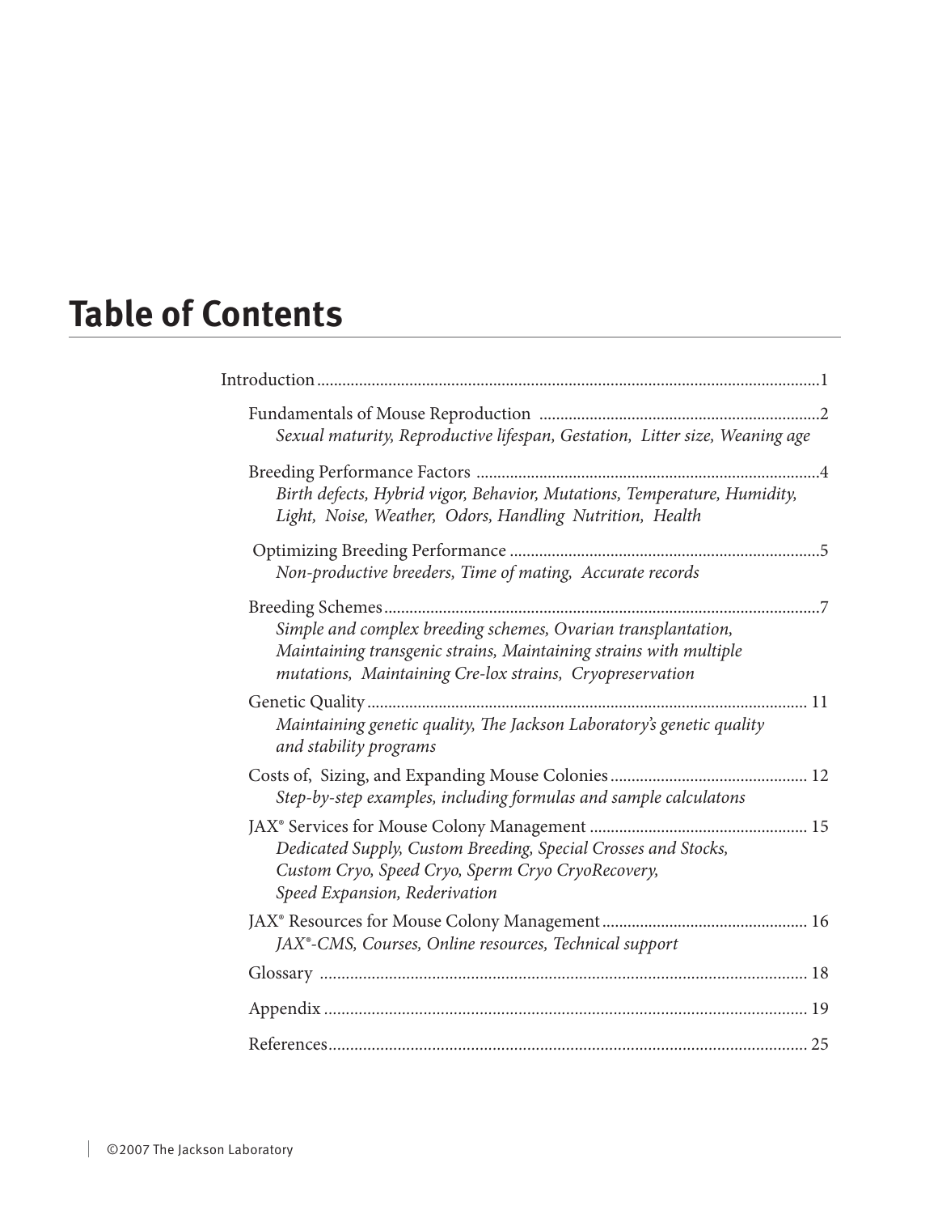# Table of Contents

Introduction ........................................................................................................................1

Fundamentals of Mouse Reproduction ....................................................................2
*Sexual maturity, Reproductive lifespan, Gestation, Litter size, Weaning age*

Breeding Performance Factors ...................................................................................4
*Birth defects, Hybrid vigor, Behavior, Mutations, Temperature, Humidity, Light, Noise, Weather, Odors, Handling Nutrition, Health*

Optimizing Breeding Performance ............................................................................5
*Non-productive breeders, Time of mating, Accurate records*

Breeding Schemes ...........................................................................................................7
*Simple and complex breeding schemes, Ovarian transplantation, Maintaining transgenic strains, Maintaining strains with multiple mutations, Maintaining Cre-lox strains, Cryopreservation*

Genetic Quality ............................................................................................................. 11
*Maintaining genetic quality, The Jackson Laboratory's genetic quality and stability programs*

Costs of, Sizing, and Expanding Mouse Colonies ............................................... 12
*Step-by-step examples, including formulas and sample calculatons*

JAX® Services for Mouse Colony Management .................................................... 15
*Dedicated Supply, Custom Breeding, Special Crosses and Stocks, Custom Cryo, Speed Cryo, Sperm Cryo CryoRecovery, Speed Expansion, Rederivation*

JAX® Resources for Mouse Colony Management ................................................. 16
*JAX®-CMS, Courses, Online resources, Technical support*

Glossary ........................................................................................................................ 18

Appendix ....................................................................................................................... 19

References ..................................................................................................................... 25

©2007 The Jackson Laboratory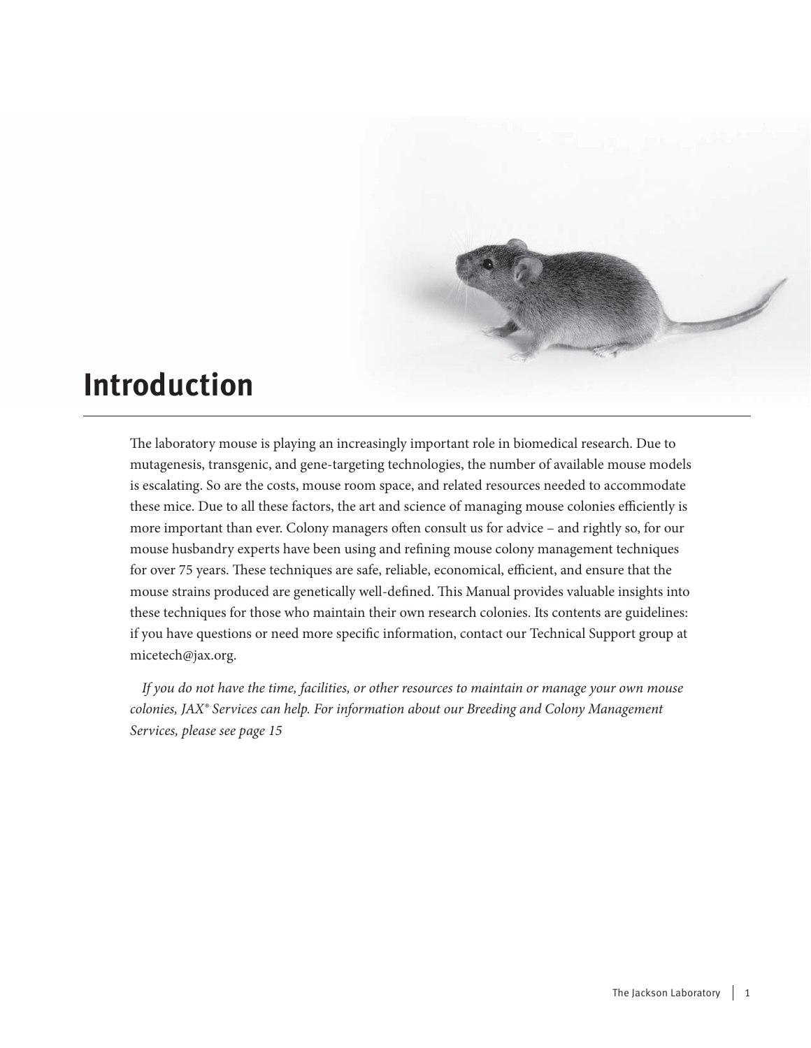# Introduction

The laboratory mouse is playing an increasingly important role in biomedical research. Due to mutagenesis, transgenic, and gene-targeting technologies, the number of available mouse models is escalating. So are the costs, mouse room space, and related resources needed to accommodate these mice. Due to all these factors, the art and science of managing mouse colonies efficiently is more important than ever. Colony managers often consult us for advice – and rightly so, for our mouse husbandry experts have been using and refining mouse colony management techniques for over 75 years. These techniques are safe, reliable, economical, efficient, and ensure that the mouse strains produced are genetically well-defined. This Manual provides valuable insights into these techniques for those who maintain their own research colonies. Its contents are guidelines: if you have questions or need more specific information, contact our Technical Support group at micetech@jax.org.

*If you do not have the time, facilities, or other resources to maintain or manage your own mouse colonies, JAX® Services can help. For information about our Breeding and Colony Management Services, please see page 15*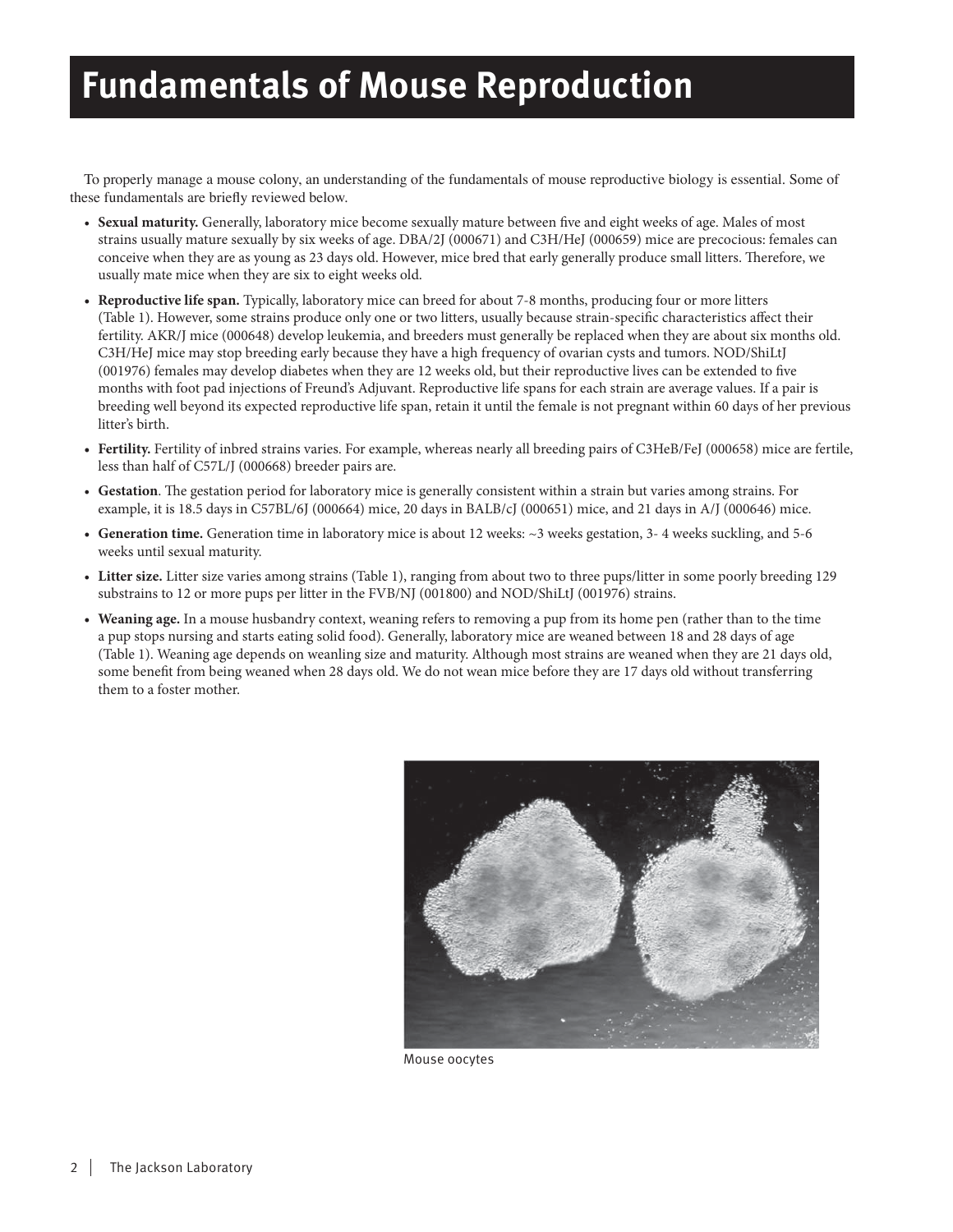# Fundamentals of Mouse Reproduction

To properly manage a mouse colony, an understanding of the fundamentals of mouse reproductive biology is essential. Some of these fundamentals are briefly reviewed below.

- **Sexual maturity.** Generally, laboratory mice become sexually mature between five and eight weeks of age. Males of most strains usually mature sexually by six weeks of age. DBA/2J (000671) and C3H/HeJ (000659) mice are precocious: females can conceive when they are as young as 23 days old. However, mice bred that early generally produce small litters. Therefore, we usually mate mice when they are six to eight weeks old.
- **Reproductive life span.** Typically, laboratory mice can breed for about 7-8 months, producing four or more litters (Table 1). However, some strains produce only one or two litters, usually because strain-specific characteristics affect their fertility. AKR/J mice (000648) develop leukemia, and breeders must generally be replaced when they are about six months old. C3H/HeJ mice may stop breeding early because they have a high frequency of ovarian cysts and tumors. NOD/ShiLtJ (001976) females may develop diabetes when they are 12 weeks old, but their reproductive lives can be extended to five months with foot pad injections of Freund's Adjuvant. Reproductive life spans for each strain are average values. If a pair is breeding well beyond its expected reproductive life span, retain it until the female is not pregnant within 60 days of her previous litter's birth.
- **Fertility.** Fertility of inbred strains varies. For example, whereas nearly all breeding pairs of C3HeB/FeJ (000658) mice are fertile, less than half of C57L/J (000668) breeder pairs are.
- **Gestation**. The gestation period for laboratory mice is generally consistent within a strain but varies among strains. For example, it is 18.5 days in C57BL/6J (000664) mice, 20 days in BALB/cJ (000651) mice, and 21 days in A/J (000646) mice.
- **Generation time.** Generation time in laboratory mice is about 12 weeks: ~3 weeks gestation, 3- 4 weeks suckling, and 5-6 weeks until sexual maturity.
- **Litter size.** Litter size varies among strains (Table 1), ranging from about two to three pups/litter in some poorly breeding 129 substrains to 12 or more pups per litter in the FVB/NJ (001800) and NOD/ShiLtJ (001976) strains.
- **Weaning age.** In a mouse husbandry context, weaning refers to removing a pup from its home pen (rather than to the time a pup stops nursing and starts eating solid food). Generally, laboratory mice are weaned between 18 and 28 days of age (Table 1). Weaning age depends on weanling size and maturity. Although most strains are weaned when they are 21 days old, some benefit from being weaned when 28 days old. We do not wean mice before they are 17 days old without transferring them to a foster mother.

Mouse oocytes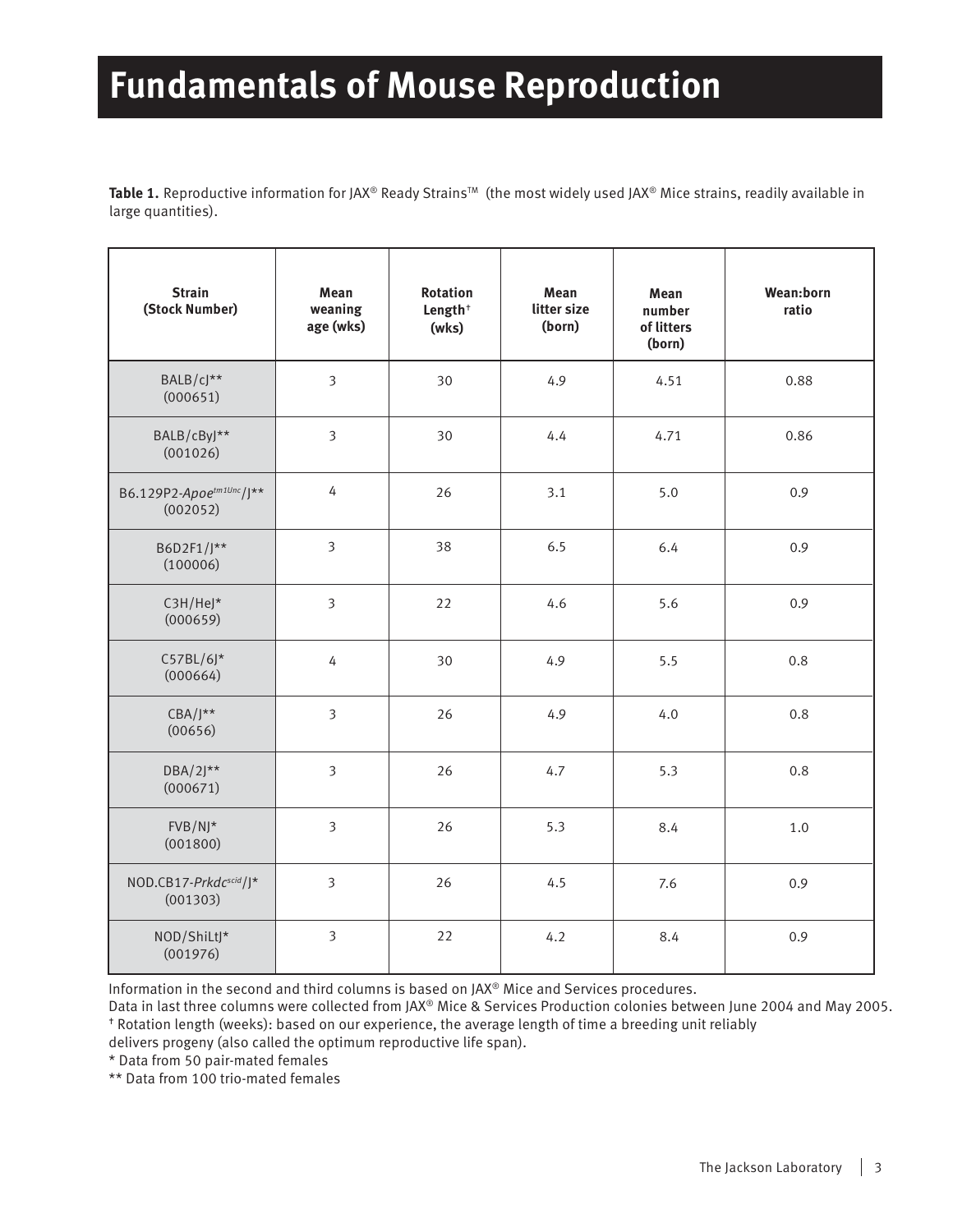# Fundamentals of Mouse Reproduction

**Table 1.** Reproductive information for JAX® Ready Strains™ (the most widely used JAX® Mice strains, readily available in large quantities).

| Strain (Stock Number) | Mean weaning age (wks) | Rotation Length† (wks) | Mean litter size (born) | Mean number of litters (born) | Wean:born ratio |
|---|---|---|---|---|---|
| BALB/cJ** (000651) | 3 | 30 | 4.9 | 4.51 | 0.88 |
| BALB/cByJ** (001026) | 3 | 30 | 4.4 | 4.71 | 0.86 |
| B6.129P2-*Apoe*$^{tm1Unc}$/J** (002052) | 4 | 26 | 3.1 | 5.0 | 0.9 |
| B6D2F1/J** (100006) | 3 | 38 | 6.5 | 6.4 | 0.9 |
| C3H/HeJ* (000659) | 3 | 22 | 4.6 | 5.6 | 0.9 |
| C57BL/6J* (000664) | 4 | 30 | 4.9 | 5.5 | 0.8 |
| CBA/J** (00656) | 3 | 26 | 4.9 | 4.0 | 0.8 |
| DBA/2J** (000671) | 3 | 26 | 4.7 | 5.3 | 0.8 |
| FVB/NJ* (001800) | 3 | 26 | 5.3 | 8.4 | 1.0 |
| NOD.CB17-*Prkdc*$^{scid}$/J* (001303) | 3 | 26 | 4.5 | 7.6 | 0.9 |
| NOD/ShiLtJ* (001976) | 3 | 22 | 4.2 | 8.4 | 0.9 |

Information in the second and third columns is based on JAX® Mice and Services procedures.

Data in last three columns were collected from JAX® Mice & Services Production colonies between June 2004 and May 2005.

† Rotation length (weeks): based on our experience, the average length of time a breeding unit reliably delivers progeny (also called the optimum reproductive life span).

* Data from 50 pair-mated females

** Data from 100 trio-mated females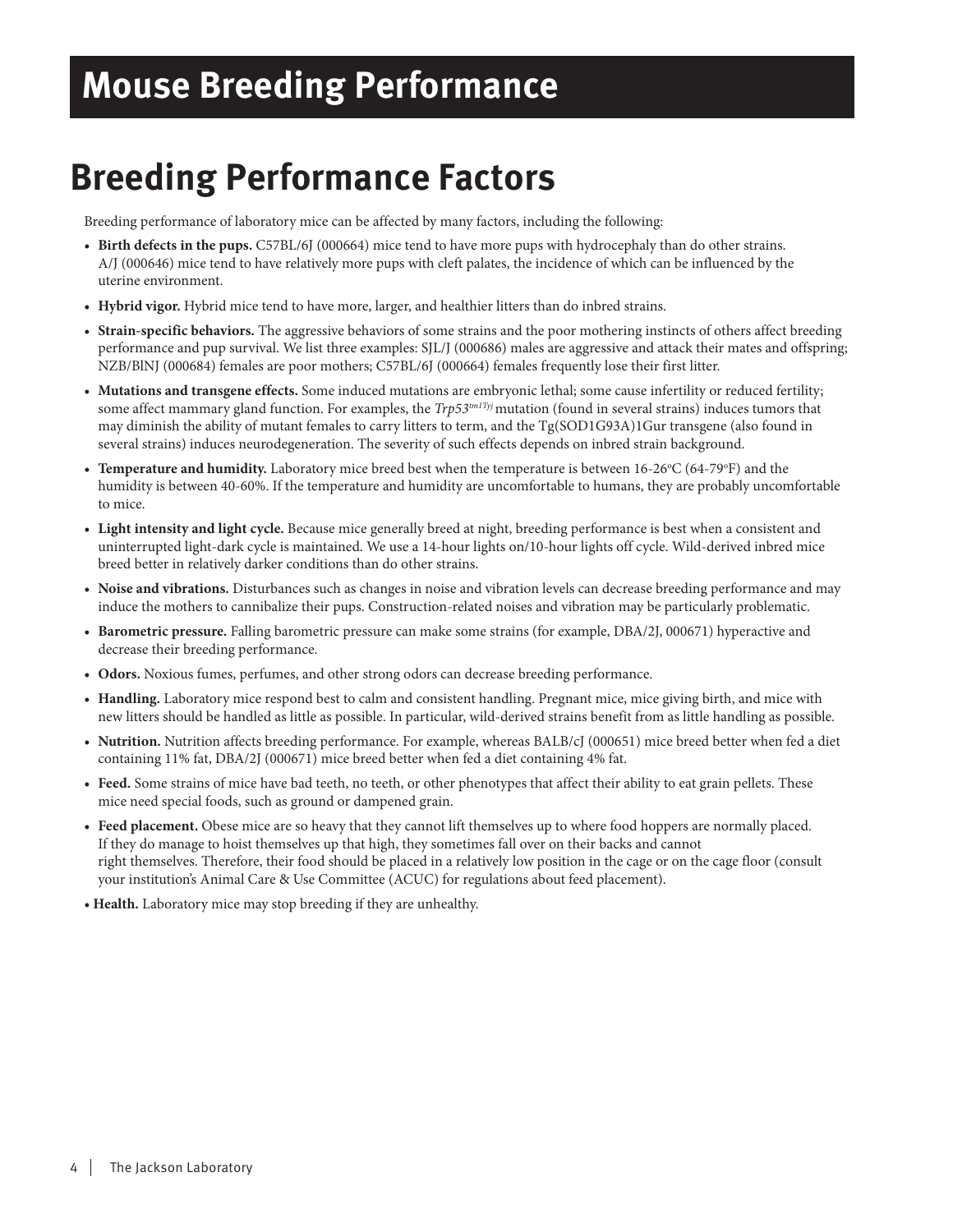# Mouse Breeding Performance

## Breeding Performance Factors

Breeding performance of laboratory mice can be affected by many factors, including the following:

- **Birth defects in the pups.** C57BL/6J (000664) mice tend to have more pups with hydrocephaly than do other strains. A/J (000646) mice tend to have relatively more pups with cleft palates, the incidence of which can be influenced by the uterine environment.
- **Hybrid vigor.** Hybrid mice tend to have more, larger, and healthier litters than do inbred strains.
- **Strain-specific behaviors.** The aggressive behaviors of some strains and the poor mothering instincts of others affect breeding performance and pup survival. We list three examples: SJL/J (000686) males are aggressive and attack their mates and offspring; NZB/BlNJ (000684) females are poor mothers; C57BL/6J (000664) females frequently lose their first litter.
- **Mutations and transgene effects.** Some induced mutations are embryonic lethal; some cause infertility or reduced fertility; some affect mammary gland function. For examples, the *Trp53*$^{tm1Tyj}$ mutation (found in several strains) induces tumors that may diminish the ability of mutant females to carry litters to term, and the Tg(SOD1G93A)1Gur transgene (also found in several strains) induces neurodegeneration. The severity of such effects depends on inbred strain background.
- **Temperature and humidity.** Laboratory mice breed best when the temperature is between 16-26°C (64-79°F) and the humidity is between 40-60%. If the temperature and humidity are uncomfortable to humans, they are probably uncomfortable to mice.
- **Light intensity and light cycle.** Because mice generally breed at night, breeding performance is best when a consistent and uninterrupted light-dark cycle is maintained. We use a 14-hour lights on/10-hour lights off cycle. Wild-derived inbred mice breed better in relatively darker conditions than do other strains.
- **Noise and vibrations.** Disturbances such as changes in noise and vibration levels can decrease breeding performance and may induce the mothers to cannibalize their pups. Construction-related noises and vibration may be particularly problematic.
- **Barometric pressure.** Falling barometric pressure can make some strains (for example, DBA/2J, 000671) hyperactive and decrease their breeding performance.
- **Odors.** Noxious fumes, perfumes, and other strong odors can decrease breeding performance.
- **Handling.** Laboratory mice respond best to calm and consistent handling. Pregnant mice, mice giving birth, and mice with new litters should be handled as little as possible. In particular, wild-derived strains benefit from as little handling as possible.
- **Nutrition.** Nutrition affects breeding performance. For example, whereas BALB/cJ (000651) mice breed better when fed a diet containing 11% fat, DBA/2J (000671) mice breed better when fed a diet containing 4% fat.
- **Feed.** Some strains of mice have bad teeth, no teeth, or other phenotypes that affect their ability to eat grain pellets. These mice need special foods, such as ground or dampened grain.
- **Feed placement.** Obese mice are so heavy that they cannot lift themselves up to where food hoppers are normally placed. If they do manage to hoist themselves up that high, they sometimes fall over on their backs and cannot right themselves. Therefore, their food should be placed in a relatively low position in the cage or on the cage floor (consult your institution's Animal Care & Use Committee (ACUC) for regulations about feed placement).
- **Health.** Laboratory mice may stop breeding if they are unhealthy.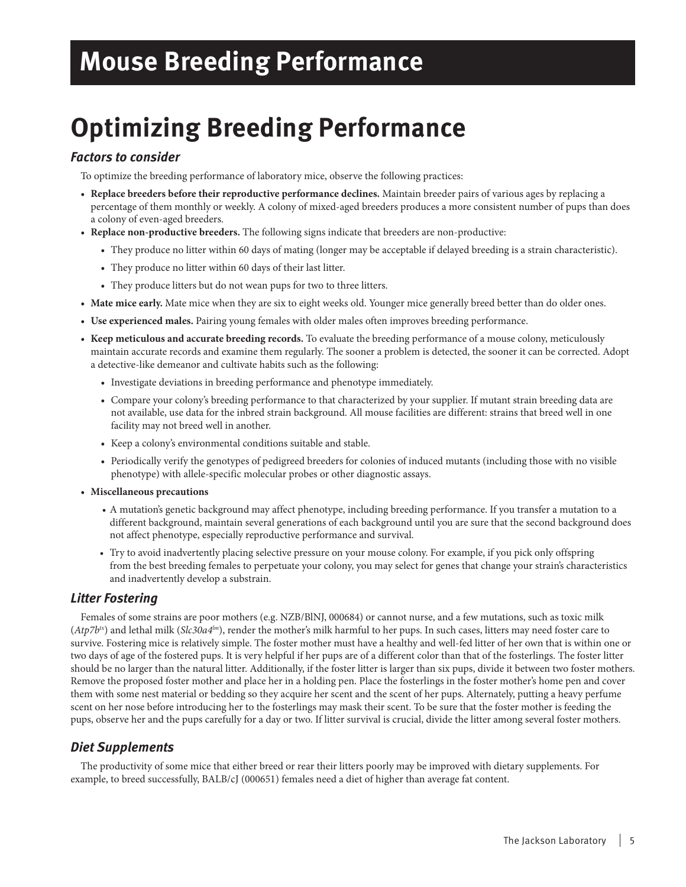# Mouse Breeding Performance

## Optimizing Breeding Performance

### *Factors to consider*

To optimize the breeding performance of laboratory mice, observe the following practices:

- **Replace breeders before their reproductive performance declines.** Maintain breeder pairs of various ages by replacing a percentage of them monthly or weekly. A colony of mixed-aged breeders produces a more consistent number of pups than does a colony of even-aged breeders.
- **Replace non-productive breeders.** The following signs indicate that breeders are non-productive:
  - They produce no litter within 60 days of mating (longer may be acceptable if delayed breeding is a strain characteristic).
  - They produce no litter within 60 days of their last litter.
  - They produce litters but do not wean pups for two to three litters.
- **Mate mice early.** Mate mice when they are six to eight weeks old. Younger mice generally breed better than do older ones.
- **Use experienced males.** Pairing young females with older males often improves breeding performance.
- **Keep meticulous and accurate breeding records.** To evaluate the breeding performance of a mouse colony, meticulously maintain accurate records and examine them regularly. The sooner a problem is detected, the sooner it can be corrected. Adopt a detective-like demeanor and cultivate habits such as the following:
  - Investigate deviations in breeding performance and phenotype immediately.
  - Compare your colony's breeding performance to that characterized by your supplier. If mutant strain breeding data are not available, use data for the inbred strain background. All mouse facilities are different: strains that breed well in one facility may not breed well in another.
  - Keep a colony's environmental conditions suitable and stable.
  - Periodically verify the genotypes of pedigreed breeders for colonies of induced mutants (including those with no visible phenotype) with allele-specific molecular probes or other diagnostic assays.
- **Miscellaneous precautions**
  - A mutation's genetic background may affect phenotype, including breeding performance. If you transfer a mutation to a different background, maintain several generations of each background until you are sure that the second background does not affect phenotype, especially reproductive performance and survival.
  - Try to avoid inadvertently placing selective pressure on your mouse colony. For example, if you pick only offspring from the best breeding females to perpetuate your colony, you may select for genes that change your strain's characteristics and inadvertently develop a substrain.

### *Litter Fostering*

Females of some strains are poor mothers (e.g. NZB/BlNJ, 000684) or cannot nurse, and a few mutations, such as toxic milk (*Atp7b$^{tx}$*) and lethal milk (*Slc30a4$^{lm}$*), render the mother's milk harmful to her pups. In such cases, litters may need foster care to survive. Fostering mice is relatively simple. The foster mother must have a healthy and well-fed litter of her own that is within one or two days of age of the fostered pups. It is very helpful if her pups are of a different color than that of the fosterlings. The foster litter should be no larger than the natural litter. Additionally, if the foster litter is larger than six pups, divide it between two foster mothers. Remove the proposed foster mother and place her in a holding pen. Place the fosterlings in the foster mother's home pen and cover them with some nest material or bedding so they acquire her scent and the scent of her pups. Alternately, putting a heavy perfume scent on her nose before introducing her to the fosterlings may mask their scent. To be sure that the foster mother is feeding the pups, observe her and the pups carefully for a day or two. If litter survival is crucial, divide the litter among several foster mothers.

### *Diet Supplements*

The productivity of some mice that either breed or rear their litters poorly may be improved with dietary supplements. For example, to breed successfully, BALB/cJ (000651) females need a diet of higher than average fat content.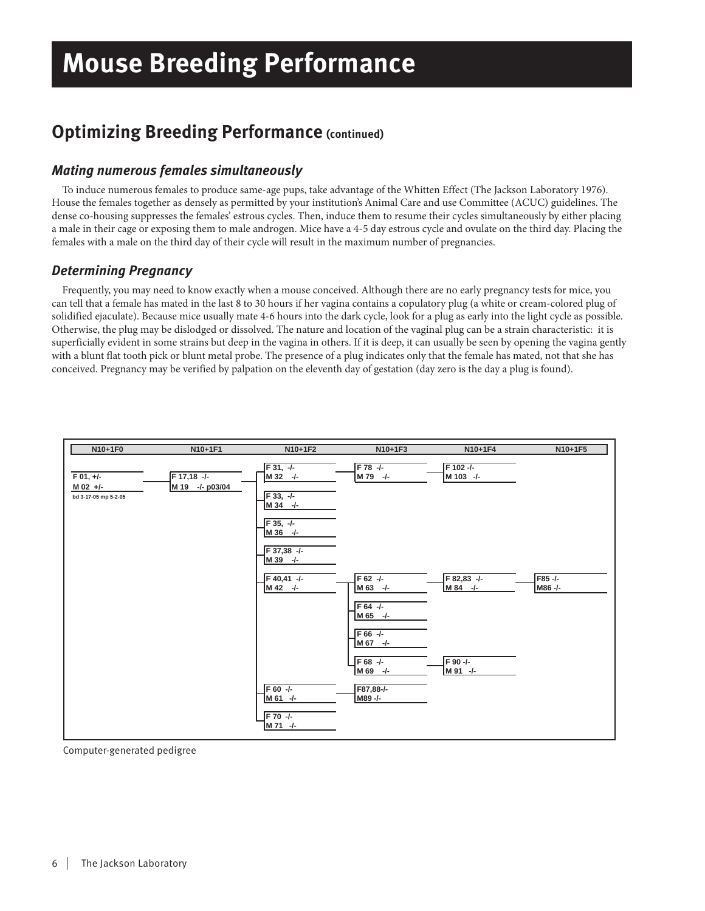## Optimizing Breeding Performance (continued)

### *Mating numerous females simultaneously*

To induce numerous females to produce same-age pups, take advantage of the Whitten Effect (The Jackson Laboratory 1976). House the females together as densely as permitted by your institution's Animal Care and use Committee (ACUC) guidelines. The dense co-housing suppresses the females' estrous cycles. Then, induce them to resume their cycles simultaneously by either placing a male in their cage or exposing them to male androgen. Mice have a 4-5 day estrous cycle and ovulate on the third day. Placing the females with a male on the third day of their cycle will result in the maximum number of pregnancies.

### *Determining Pregnancy*

Frequently, you may need to know exactly when a mouse conceived. Although there are no early pregnancy tests for mice, you can tell that a female has mated in the last 8 to 30 hours if her vagina contains a copulatory plug (a white or cream-colored plug of solidified ejaculate). Because mice usually mate 4-6 hours into the dark cycle, look for a plug as early into the light cycle as possible. Otherwise, the plug may be dislodged or dissolved. The nature and location of the vaginal plug can be a strain characteristic: it is superficially evident in some strains but deep in the vagina in others. If it is deep, it can usually be seen by opening the vagina gently with a blunt flat tooth pick or blunt metal probe. The presence of a plug indicates only that the female has mated, not that she has conceived. Pregnancy may be verified by palpation on the eleventh day of gestation (day zero is the day a plug is found).

| N10+1F0 | N10+1F1 | N10+1F2 | N10+1F3 | N10+1F4 | N10+1F5 |
| --- | --- | --- | --- | --- | --- |
| F 01, +/-<br>M 02 +/-<br>bd 3-17-05 mp 5-2-05 | F 17,18 -/-<br>M 19 -/- p03/04 | F 31, -/-<br>M 32 -/- | F 78 -/-<br>M 79 -/- | F 102 -/-<br>M 103 -/- | |
| | | F 33, -/-<br>M 34 -/- | | | |
| | | F 35, -/-<br>M 36 -/- | | | |
| | | F 37,38 -/-<br>M 39 -/- | | | |
| | | F 40,41 -/-<br>M 42 -/- | F 62 -/-<br>M 63 -/- | F 82,83 -/-<br>M 84 -/- | F85 -/-<br>M86 -/- |
| | | | F 64 -/-<br>M 65 -/- | | |
| | | | F 66 -/-<br>M 67 -/- | | |
| | | | F 68 -/-<br>M 69 -/- | F 90 -/-<br>M 91 -/- | |
| | | F 60 -/-<br>M 61 -/- | F87,88-/-<br>M89 -/- | | |
| | | F 70 -/-<br>M 71 -/- | | | |

Computer-generated pedigree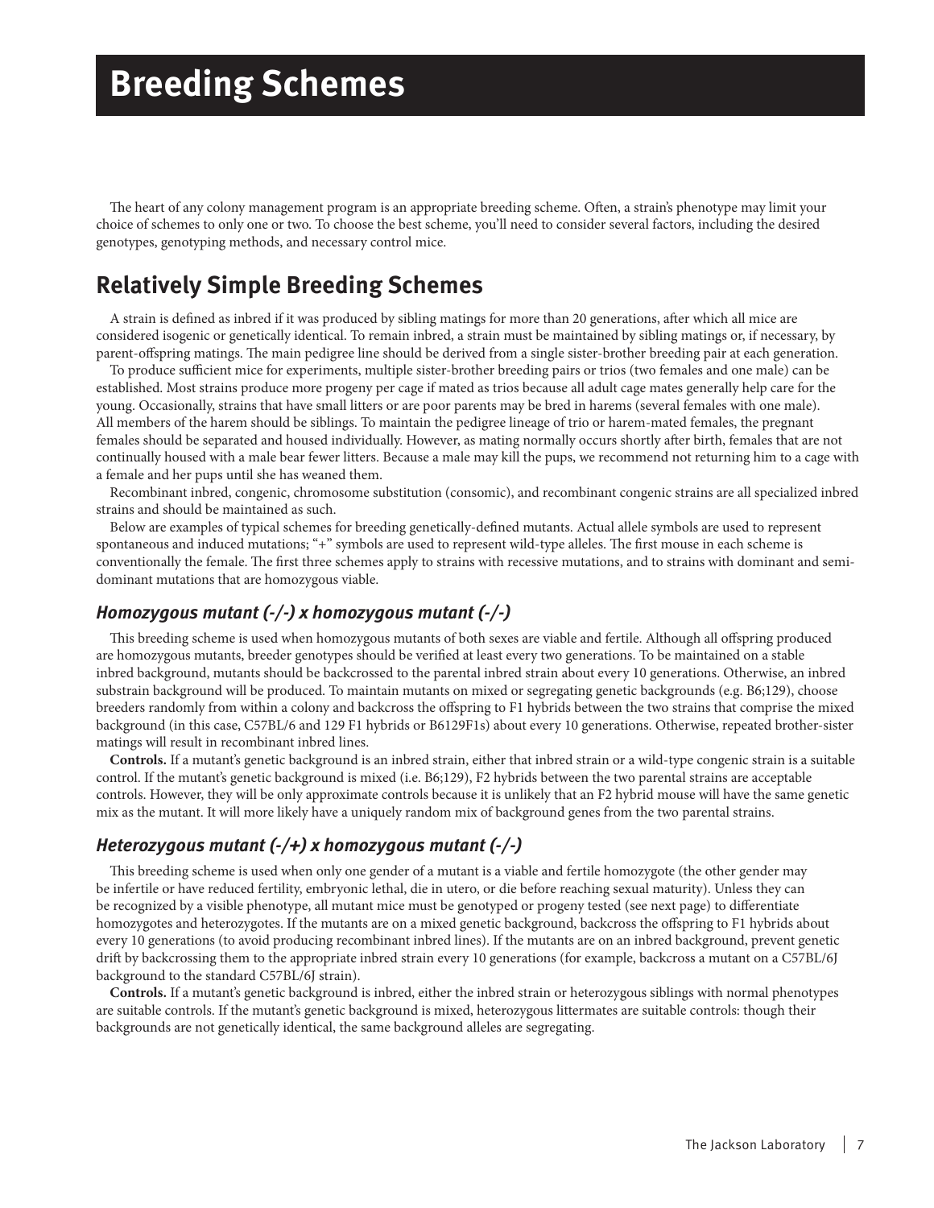# Breeding Schemes

The heart of any colony management program is an appropriate breeding scheme. Often, a strain's phenotype may limit your choice of schemes to only one or two. To choose the best scheme, you'll need to consider several factors, including the desired genotypes, genotyping methods, and necessary control mice.

## Relatively Simple Breeding Schemes

A strain is defined as inbred if it was produced by sibling matings for more than 20 generations, after which all mice are considered isogenic or genetically identical. To remain inbred, a strain must be maintained by sibling matings or, if necessary, by parent-offspring matings. The main pedigree line should be derived from a single sister-brother breeding pair at each generation.

To produce sufficient mice for experiments, multiple sister-brother breeding pairs or trios (two females and one male) can be established. Most strains produce more progeny per cage if mated as trios because all adult cage mates generally help care for the young. Occasionally, strains that have small litters or are poor parents may be bred in harems (several females with one male). All members of the harem should be siblings. To maintain the pedigree lineage of trio or harem-mated females, the pregnant females should be separated and housed individually. However, as mating normally occurs shortly after birth, females that are not continually housed with a male bear fewer litters. Because a male may kill the pups, we recommend not returning him to a cage with a female and her pups until she has weaned them.

Recombinant inbred, congenic, chromosome substitution (consomic), and recombinant congenic strains are all specialized inbred strains and should be maintained as such.

Below are examples of typical schemes for breeding genetically-defined mutants. Actual allele symbols are used to represent spontaneous and induced mutations; "+" symbols are used to represent wild-type alleles. The first mouse in each scheme is conventionally the female. The first three schemes apply to strains with recessive mutations, and to strains with dominant and semi-dominant mutations that are homozygous viable.

### *Homozygous mutant (-/-) x homozygous mutant (-/-)*

This breeding scheme is used when homozygous mutants of both sexes are viable and fertile. Although all offspring produced are homozygous mutants, breeder genotypes should be verified at least every two generations. To be maintained on a stable inbred background, mutants should be backcrossed to the parental inbred strain about every 10 generations. Otherwise, an inbred substrain background will be produced. To maintain mutants on mixed or segregating genetic backgrounds (e.g. B6;129), choose breeders randomly from within a colony and backcross the offspring to F1 hybrids between the two strains that comprise the mixed background (in this case, C57BL/6 and 129 F1 hybrids or B6129F1s) about every 10 generations. Otherwise, repeated brother-sister matings will result in recombinant inbred lines.

**Controls.** If a mutant's genetic background is an inbred strain, either that inbred strain or a wild-type congenic strain is a suitable control. If the mutant's genetic background is mixed (i.e. B6;129), F2 hybrids between the two parental strains are acceptable controls. However, they will be only approximate controls because it is unlikely that an F2 hybrid mouse will have the same genetic mix as the mutant. It will more likely have a uniquely random mix of background genes from the two parental strains.

### *Heterozygous mutant (-/+) x homozygous mutant (-/-)*

This breeding scheme is used when only one gender of a mutant is a viable and fertile homozygote (the other gender may be infertile or have reduced fertility, embryonic lethal, die in utero, or die before reaching sexual maturity). Unless they can be recognized by a visible phenotype, all mutant mice must be genotyped or progeny tested (see next page) to differentiate homozygotes and heterozygotes. If the mutants are on a mixed genetic background, backcross the offspring to F1 hybrids about every 10 generations (to avoid producing recombinant inbred lines). If the mutants are on an inbred background, prevent genetic drift by backcrossing them to the appropriate inbred strain every 10 generations (for example, backcross a mutant on a C57BL/6J background to the standard C57BL/6J strain).

**Controls.** If a mutant's genetic background is inbred, either the inbred strain or heterozygous siblings with normal phenotypes are suitable controls. If the mutant's genetic background is mixed, heterozygous littermates are suitable controls: though their backgrounds are not genetically identical, the same background alleles are segregating.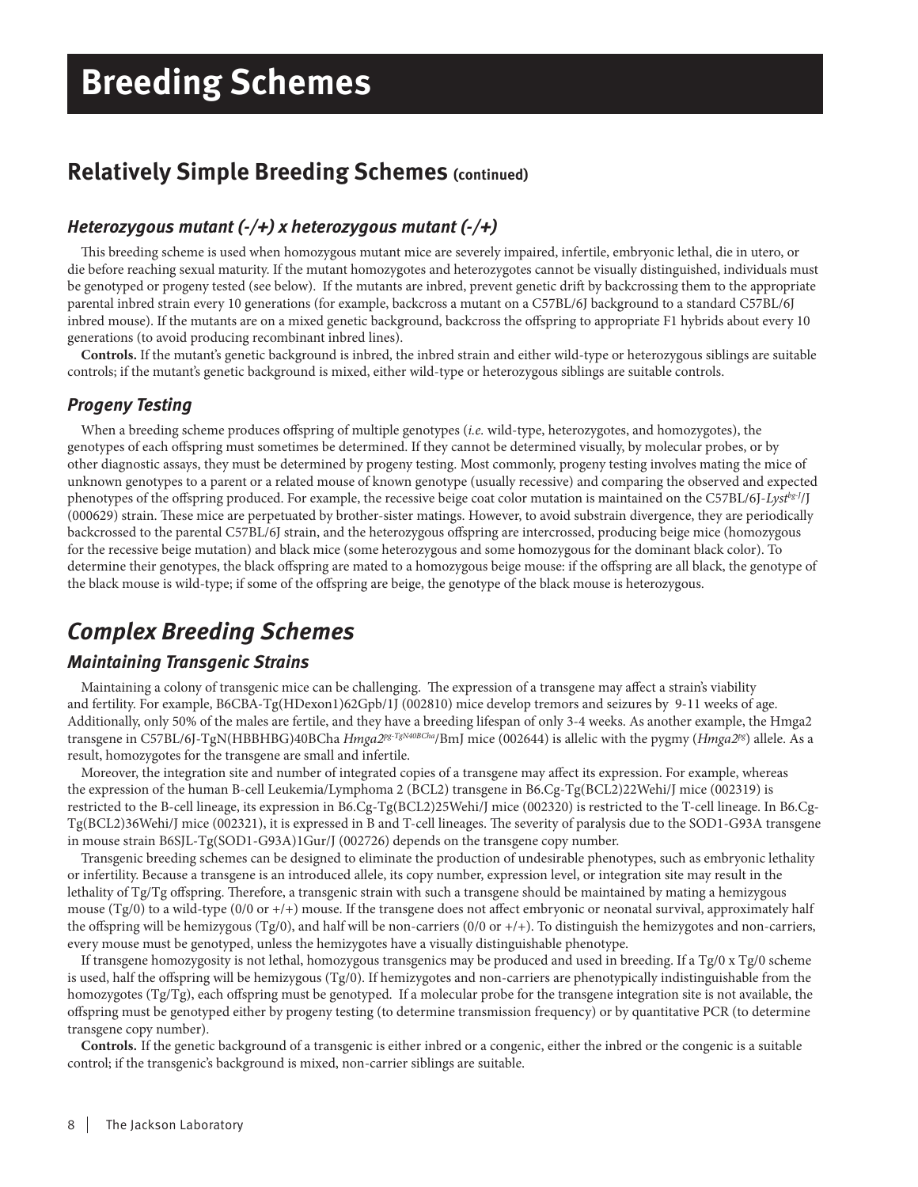# Breeding Schemes

## Relatively Simple Breeding Schemes (continued)

### *Heterozygous mutant (-/+) x heterozygous mutant (-/+)*

This breeding scheme is used when homozygous mutant mice are severely impaired, infertile, embryonic lethal, die in utero, or die before reaching sexual maturity. If the mutant homozygotes and heterozygotes cannot be visually distinguished, individuals must be genotyped or progeny tested (see below). If the mutants are inbred, prevent genetic drift by backcrossing them to the appropriate parental inbred strain every 10 generations (for example, backcross a mutant on a C57BL/6J background to a standard C57BL/6J inbred mouse). If the mutants are on a mixed genetic background, backcross the offspring to appropriate F1 hybrids about every 10 generations (to avoid producing recombinant inbred lines).

**Controls.** If the mutant's genetic background is inbred, the inbred strain and either wild-type or heterozygous siblings are suitable controls; if the mutant's genetic background is mixed, either wild-type or heterozygous siblings are suitable controls.

### *Progeny Testing*

When a breeding scheme produces offspring of multiple genotypes (*i.e.* wild-type, heterozygotes, and homozygotes), the genotypes of each offspring must sometimes be determined. If they cannot be determined visually, by molecular probes, or by other diagnostic assays, they must be determined by progeny testing. Most commonly, progeny testing involves mating the mice of unknown genotypes to a parent or a related mouse of known genotype (usually recessive) and comparing the observed and expected phenotypes of the offspring produced. For example, the recessive beige coat color mutation is maintained on the C57BL/6J-*Lyst*$^{bg\text{-}J}$/J (000629) strain. These mice are perpetuated by brother-sister matings. However, to avoid substrain divergence, they are periodically backcrossed to the parental C57BL/6J strain, and the heterozygous offspring are intercrossed, producing beige mice (homozygous for the recessive beige mutation) and black mice (some heterozygous and some homozygous for the dominant black color). To determine their genotypes, the black offspring are mated to a homozygous beige mouse: if the offspring are all black, the genotype of the black mouse is wild-type; if some of the offspring are beige, the genotype of the black mouse is heterozygous.

## *Complex Breeding Schemes*

### *Maintaining Transgenic Strains*

Maintaining a colony of transgenic mice can be challenging. The expression of a transgene may affect a strain's viability and fertility. For example, B6CBA-Tg(HDexon1)62Gpb/1J (002810) mice develop tremors and seizures by 9-11 weeks of age. Additionally, only 50% of the males are fertile, and they have a breeding lifespan of only 3-4 weeks. As another example, the Hmga2 transgene in C57BL/6J-TgN(HBBHBG)40BCha *Hmga2*$^{pg\text{-}TgN40BCha}$/BmJ mice (002644) is allelic with the pygmy (*Hmga2*$^{pg}$) allele. As a result, homozygotes for the transgene are small and infertile.

Moreover, the integration site and number of integrated copies of a transgene may affect its expression. For example, whereas the expression of the human B-cell Leukemia/Lymphoma 2 (BCL2) transgene in B6.Cg-Tg(BCL2)22Wehi/J mice (002319) is restricted to the B-cell lineage, its expression in B6.Cg-Tg(BCL2)25Wehi/J mice (002320) is restricted to the T-cell lineage. In B6.Cg-Tg(BCL2)36Wehi/J mice (002321), it is expressed in B and T-cell lineages. The severity of paralysis due to the SOD1-G93A transgene in mouse strain B6SJL-Tg(SOD1-G93A)1Gur/J (002726) depends on the transgene copy number.

Transgenic breeding schemes can be designed to eliminate the production of undesirable phenotypes, such as embryonic lethality or infertility. Because a transgene is an introduced allele, its copy number, expression level, or integration site may result in the lethality of Tg/Tg offspring. Therefore, a transgenic strain with such a transgene should be maintained by mating a hemizygous mouse (Tg/0) to a wild-type (0/0 or +/+) mouse. If the transgene does not affect embryonic or neonatal survival, approximately half the offspring will be hemizygous (Tg/0), and half will be non-carriers (0/0 or +/+). To distinguish the hemizygotes and non-carriers, every mouse must be genotyped, unless the hemizygotes have a visually distinguishable phenotype.

If transgene homozygosity is not lethal, homozygous transgenics may be produced and used in breeding. If a Tg/0 x Tg/0 scheme is used, half the offspring will be hemizygous (Tg/0). If hemizygotes and non-carriers are phenotypically indistinguishable from the homozygotes (Tg/Tg), each offspring must be genotyped. If a molecular probe for the transgene integration site is not available, the offspring must be genotyped either by progeny testing (to determine transmission frequency) or by quantitative PCR (to determine transgene copy number).

**Controls.** If the genetic background of a transgenic is either inbred or a congenic, either the inbred or the congenic is a suitable control; if the transgenic's background is mixed, non-carrier siblings are suitable.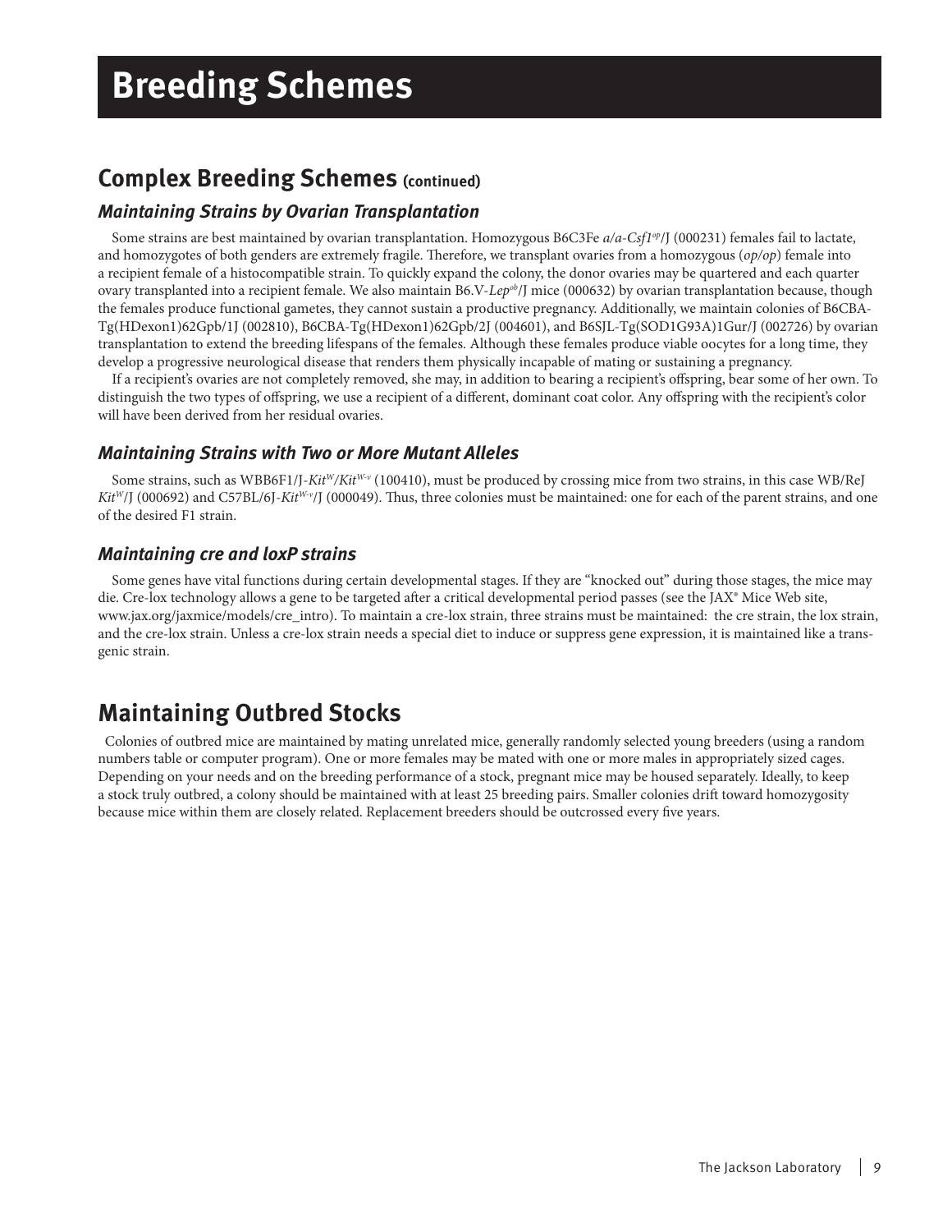# Breeding Schemes

## Complex Breeding Schemes (continued)

### *Maintaining Strains by Ovarian Transplantation*

Some strains are best maintained by ovarian transplantation. Homozygous B6C3Fe *a/a-Csf1$^{op}$*/J (000231) females fail to lactate, and homozygotes of both genders are extremely fragile. Therefore, we transplant ovaries from a homozygous (*op/op*) female into a recipient female of a histocompatible strain. To quickly expand the colony, the donor ovaries may be quartered and each quarter ovary transplanted into a recipient female. We also maintain B6.V-*Lep$^{ob}$*/J mice (000632) by ovarian transplantation because, though the females produce functional gametes, they cannot sustain a productive pregnancy. Additionally, we maintain colonies of B6CBA-Tg(HDexon1)62Gpb/1J (002810), B6CBA-Tg(HDexon1)62Gpb/2J (004601), and B6SJL-Tg(SOD1G93A)1Gur/J (002726) by ovarian transplantation to extend the breeding lifespans of the females. Although these females produce viable oocytes for a long time, they develop a progressive neurological disease that renders them physically incapable of mating or sustaining a pregnancy.

If a recipient's ovaries are not completely removed, she may, in addition to bearing a recipient's offspring, bear some of her own. To distinguish the two types of offspring, we use a recipient of a different, dominant coat color. Any offspring with the recipient's color will have been derived from her residual ovaries.

### *Maintaining Strains with Two or More Mutant Alleles*

Some strains, such as WBB6F1/J-*Kit$^{W}$/Kit$^{W-v}$* (100410), must be produced by crossing mice from two strains, in this case WB/ReJ *Kit$^{W}$*/J (000692) and C57BL/6J-*Kit$^{W-v}$*/J (000049). Thus, three colonies must be maintained: one for each of the parent strains, and one of the desired F1 strain.

### *Maintaining cre and loxP strains*

Some genes have vital functions during certain developmental stages. If they are "knocked out" during those stages, the mice may die. Cre-lox technology allows a gene to be targeted after a critical developmental period passes (see the JAX® Mice Web site, www.jax.org/jaxmice/models/cre_intro). To maintain a cre-lox strain, three strains must be maintained: the cre strain, the lox strain, and the cre-lox strain. Unless a cre-lox strain needs a special diet to induce or suppress gene expression, it is maintained like a transgenic strain.

## Maintaining Outbred Stocks

Colonies of outbred mice are maintained by mating unrelated mice, generally randomly selected young breeders (using a random numbers table or computer program). One or more females may be mated with one or more males in appropriately sized cages. Depending on your needs and on the breeding performance of a stock, pregnant mice may be housed separately. Ideally, to keep a stock truly outbred, a colony should be maintained with at least 25 breeding pairs. Smaller colonies drift toward homozygosity because mice within them are closely related. Replacement breeders should be outcrossed every five years.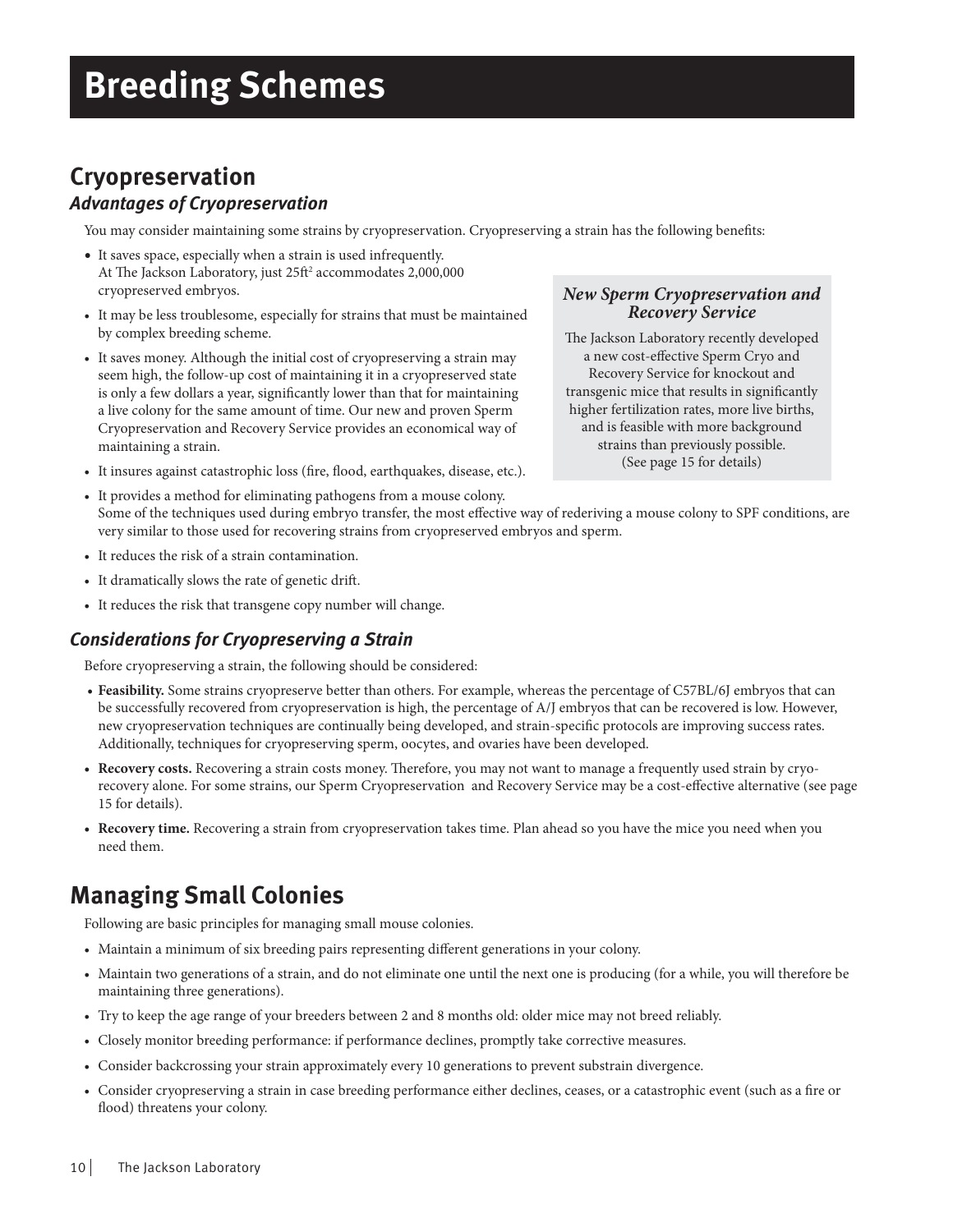# Breeding Schemes

## Cryopreservation

### Advantages of Cryopreservation

You may consider maintaining some strains by cryopreservation. Cryopreserving a strain has the following benefits:

- It saves space, especially when a strain is used infrequently. At The Jackson Laboratory, just 25ft$^2$ accommodates 2,000,000 cryopreserved embryos.
- It may be less troublesome, especially for strains that must be maintained by complex breeding scheme.
- It saves money. Although the initial cost of cryopreserving a strain may seem high, the follow-up cost of maintaining it in a cryopreserved state is only a few dollars a year, significantly lower than that for maintaining a live colony for the same amount of time. Our new and proven Sperm Cryopreservation and Recovery Service provides an economical way of maintaining a strain.
- It insures against catastrophic loss (fire, flood, earthquakes, disease, etc.).
- It provides a method for eliminating pathogens from a mouse colony. Some of the techniques used during embryo transfer, the most effective way of rederiving a mouse colony to SPF conditions, are very similar to those used for recovering strains from cryopreserved embryos and sperm.
- It reduces the risk of a strain contamination.
- It dramatically slows the rate of genetic drift.
- It reduces the risk that transgene copy number will change.

> ***New Sperm Cryopreservation and Recovery Service***
>
> The Jackson Laboratory recently developed a new cost-effective Sperm Cryo and Recovery Service for knockout and transgenic mice that results in significantly higher fertilization rates, more live births, and is feasible with more background strains than previously possible. (See page 15 for details)

### Considerations for Cryopreserving a Strain

Before cryopreserving a strain, the following should be considered:

- **Feasibility.** Some strains cryopreserve better than others. For example, whereas the percentage of C57BL/6J embryos that can be successfully recovered from cryopreservation is high, the percentage of A/J embryos that can be recovered is low. However, new cryopreservation techniques are continually being developed, and strain-specific protocols are improving success rates. Additionally, techniques for cryopreserving sperm, oocytes, and ovaries have been developed.
- **Recovery costs.** Recovering a strain costs money. Therefore, you may not want to manage a frequently used strain by cryo-recovery alone. For some strains, our Sperm Cryopreservation and Recovery Service may be a cost-effective alternative (see page 15 for details).
- **Recovery time.** Recovering a strain from cryopreservation takes time. Plan ahead so you have the mice you need when you need them.

## Managing Small Colonies

Following are basic principles for managing small mouse colonies.

- Maintain a minimum of six breeding pairs representing different generations in your colony.
- Maintain two generations of a strain, and do not eliminate one until the next one is producing (for a while, you will therefore be maintaining three generations).
- Try to keep the age range of your breeders between 2 and 8 months old: older mice may not breed reliably.
- Closely monitor breeding performance: if performance declines, promptly take corrective measures.
- Consider backcrossing your strain approximately every 10 generations to prevent substrain divergence.
- Consider cryopreserving a strain in case breeding performance either declines, ceases, or a catastrophic event (such as a fire or flood) threatens your colony.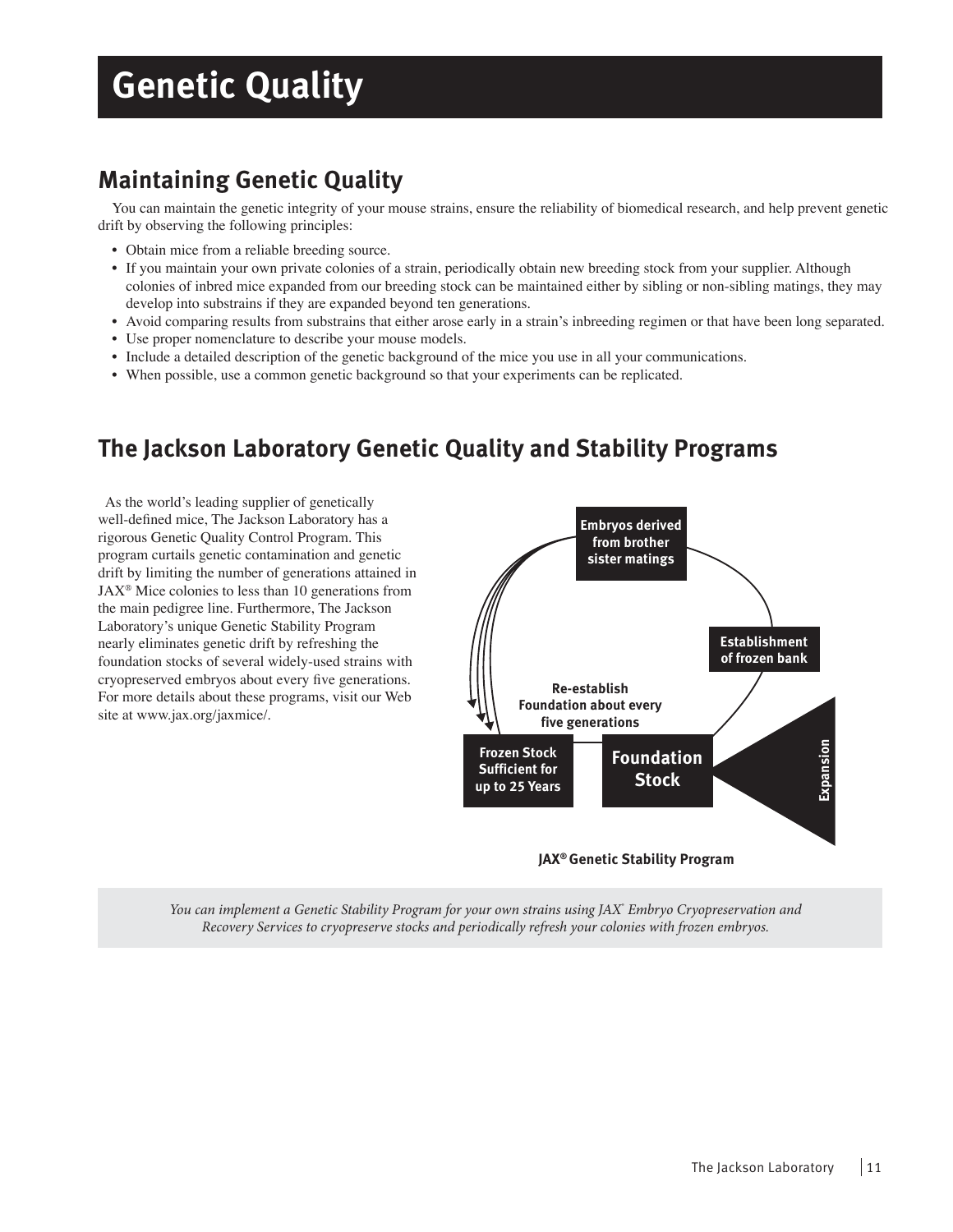# Genetic Quality

## Maintaining Genetic Quality

You can maintain the genetic integrity of your mouse strains, ensure the reliability of biomedical research, and help prevent genetic drift by observing the following principles:

- Obtain mice from a reliable breeding source.
- If you maintain your own private colonies of a strain, periodically obtain new breeding stock from your supplier. Although colonies of inbred mice expanded from our breeding stock can be maintained either by sibling or non-sibling matings, they may develop into substrains if they are expanded beyond ten generations.
- Avoid comparing results from substrains that either arose early in a strain's inbreeding regimen or that have been long separated.
- Use proper nomenclature to describe your mouse models.
- Include a detailed description of the genetic background of the mice you use in all your communications.
- When possible, use a common genetic background so that your experiments can be replicated.

## The Jackson Laboratory Genetic Quality and Stability Programs

As the world's leading supplier of genetically well-defined mice, The Jackson Laboratory has a rigorous Genetic Quality Control Program. This program curtails genetic contamination and genetic drift by limiting the number of generations attained in JAX® Mice colonies to less than 10 generations from the main pedigree line. Furthermore, The Jackson Laboratory's unique Genetic Stability Program nearly eliminates genetic drift by refreshing the foundation stocks of several widely-used strains with cryopreserved embryos about every five generations. For more details about these programs, visit our Web site at www.jax.org/jaxmice/.

Embryos derived from brother sister matings

Establishment of frozen bank

Re-establish Foundation about every five generations

Frozen Stock Sufficient for up to 25 Years

Foundation Stock

Expansion

**JAX® Genetic Stability Program**

*You can implement a Genetic Stability Program for your own strains using JAX® Embryo Cryopreservation and Recovery Services to cryopreserve stocks and periodically refresh your colonies with frozen embryos.*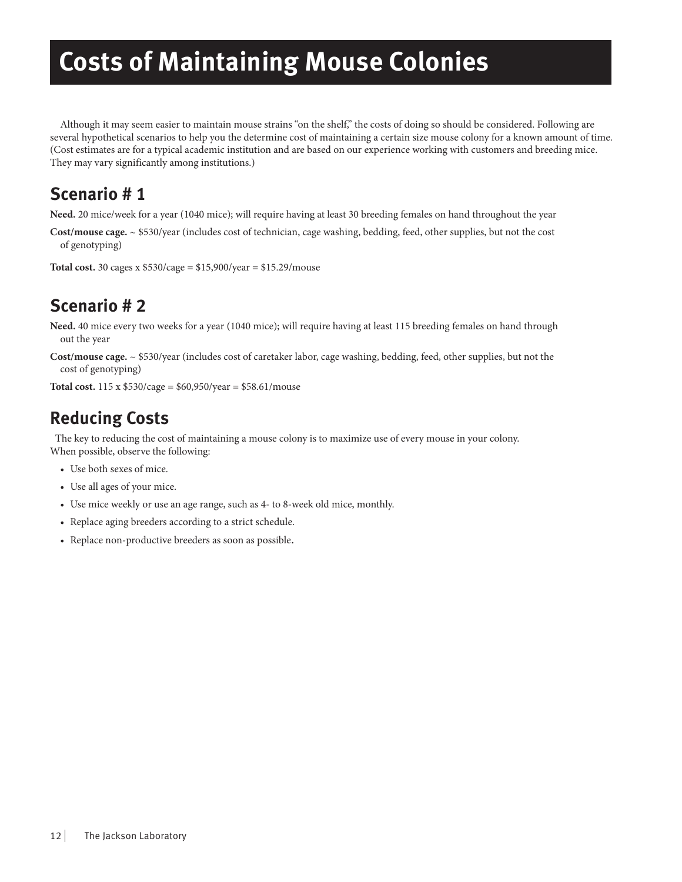# Costs of Maintaining Mouse Colonies

Although it may seem easier to maintain mouse strains "on the shelf," the costs of doing so should be considered. Following are several hypothetical scenarios to help you the determine cost of maintaining a certain size mouse colony for a known amount of time. (Cost estimates are for a typical academic institution and are based on our experience working with customers and breeding mice. They may vary significantly among institutions.)

## Scenario # 1

**Need.** 20 mice/week for a year (1040 mice); will require having at least 30 breeding females on hand throughout the year

**Cost/mouse cage.** ~ $530/year (includes cost of technician, cage washing, bedding, feed, other supplies, but not the cost of genotyping)

**Total cost.** 30 cages x $530/cage = $15,900/year = $15.29/mouse

## Scenario # 2

**Need.** 40 mice every two weeks for a year (1040 mice); will require having at least 115 breeding females on hand through out the year

**Cost/mouse cage.** ~ $530/year (includes cost of caretaker labor, cage washing, bedding, feed, other supplies, but not the cost of genotyping)

**Total cost.** 115 x $530/cage = $60,950/year = $58.61/mouse

## Reducing Costs

The key to reducing the cost of maintaining a mouse colony is to maximize use of every mouse in your colony. When possible, observe the following:

- Use both sexes of mice.
- Use all ages of your mice.
- Use mice weekly or use an age range, such as 4- to 8-week old mice, monthly.
- Replace aging breeders according to a strict schedule.
- Replace non-productive breeders as soon as possible.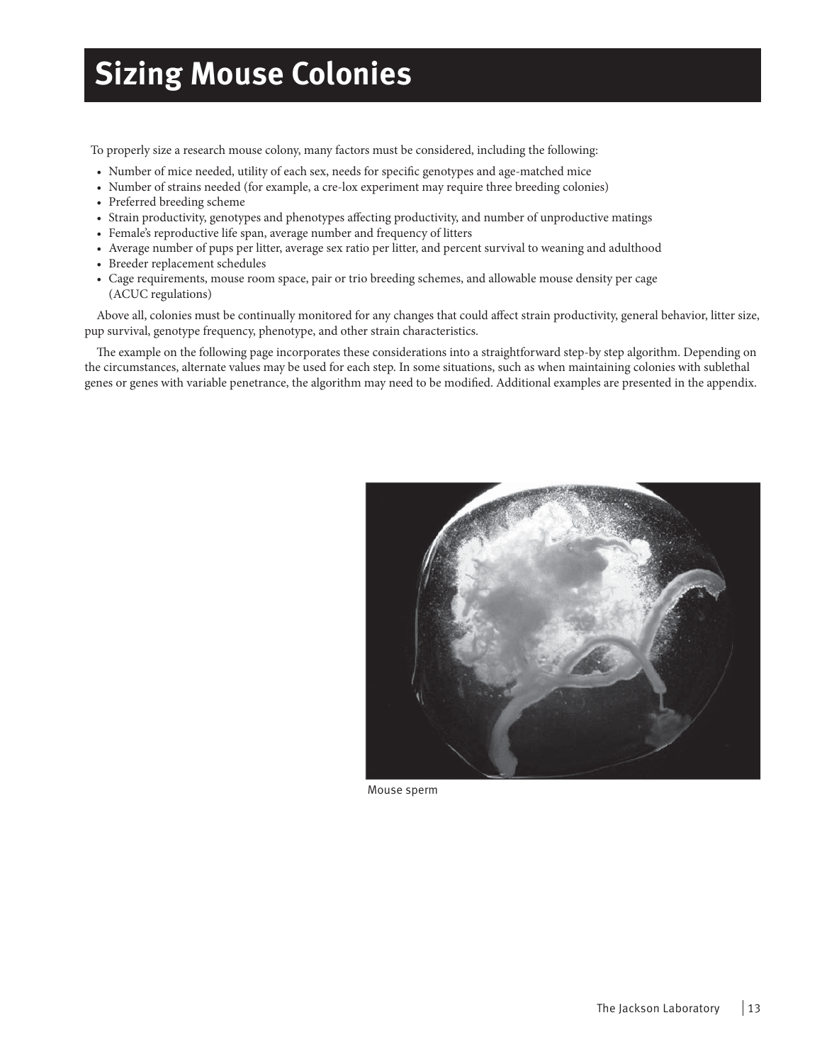# Sizing Mouse Colonies

To properly size a research mouse colony, many factors must be considered, including the following:

- Number of mice needed, utility of each sex, needs for specific genotypes and age-matched mice
- Number of strains needed (for example, a cre-lox experiment may require three breeding colonies)
- Preferred breeding scheme
- Strain productivity, genotypes and phenotypes affecting productivity, and number of unproductive matings
- Female's reproductive life span, average number and frequency of litters
- Average number of pups per litter, average sex ratio per litter, and percent survival to weaning and adulthood
- Breeder replacement schedules
- Cage requirements, mouse room space, pair or trio breeding schemes, and allowable mouse density per cage (ACUC regulations)

Above all, colonies must be continually monitored for any changes that could affect strain productivity, general behavior, litter size, pup survival, genotype frequency, phenotype, and other strain characteristics.

The example on the following page incorporates these considerations into a straightforward step-by step algorithm. Depending on the circumstances, alternate values may be used for each step. In some situations, such as when maintaining colonies with sublethal genes or genes with variable penetrance, the algorithm may need to be modified. Additional examples are presented in the appendix.

Mouse sperm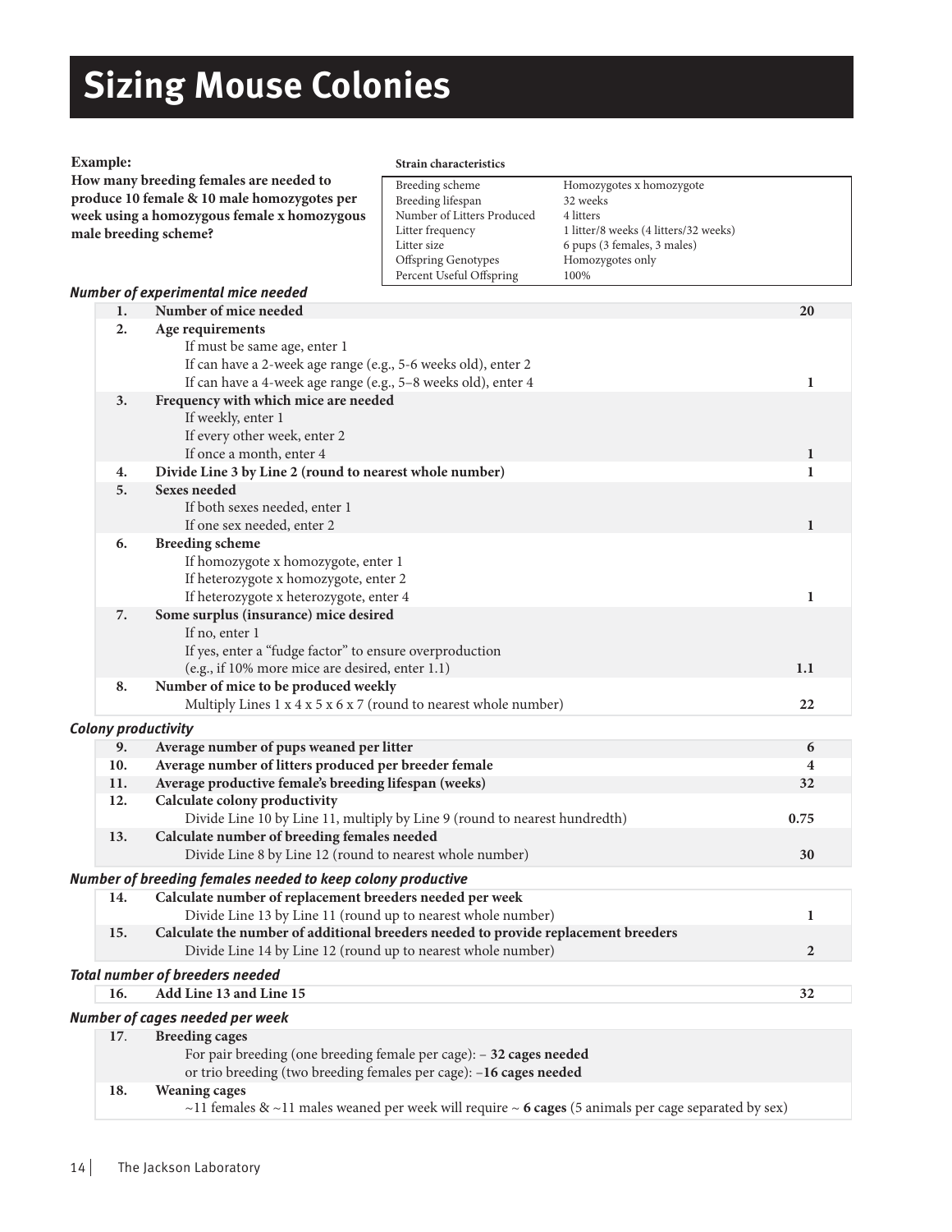# Sizing Mouse Colonies

**Example:**

**How many breeding females are needed to produce 10 female & 10 male homozygotes per week using a homozygous female x homozygous male breeding scheme?**

**Strain characteristics**

| | |
|---|---|
| Breeding scheme | Homozygotes x homozygote |
| Breeding lifespan | 32 weeks |
| Number of Litters Produced | 4 litters |
| Litter frequency | 1 litter/8 weeks (4 litters/32 weeks) |
| Litter size | 6 pups (3 females, 3 males) |
| Offspring Genotypes | Homozygotes only |
| Percent Useful Offspring | 100% |

***Number of experimental mice needed***

| | | |
|---|---|---|
| **1.** | **Number of mice needed** | **20** |
| **2.** | **Age requirements**<br>If must be same age, enter 1<br>If can have a 2-week age range (e.g., 5-6 weeks old), enter 2<br>If can have a 4-week age range (e.g., 5–8 weeks old), enter 4 | 1 |
| **3.** | **Frequency with which mice are needed**<br>If weekly, enter 1<br>If every other week, enter 2<br>If once a month, enter 4 | 1 |
| **4.** | **Divide Line 3 by Line 2 (round to nearest whole number)** | 1 |
| **5.** | **Sexes needed**<br>If both sexes needed, enter 1<br>If one sex needed, enter 2 | 1 |
| **6.** | **Breeding scheme**<br>If homozygote x homozygote, enter 1<br>If heterozygote x homozygote, enter 2<br>If heterozygote x heterozygote, enter 4 | 1 |
| **7.** | **Some surplus (insurance) mice desired**<br>If no, enter 1<br>If yes, enter a "fudge factor" to ensure overproduction<br>(e.g., if 10% more mice are desired, enter 1.1) | **1.1** |
| **8.** | **Number of mice to be produced weekly**<br>Multiply Lines 1 x 4 x 5 x 6 x 7 (round to nearest whole number) | **22** |

***Colony productivity***

| | | |
|---|---|---|
| **9.** | **Average number of pups weaned per litter** | **6** |
| **10.** | **Average number of litters produced per breeder female** | **4** |
| **11.** | **Average productive female's breeding lifespan (weeks)** | **32** |
| **12.** | **Calculate colony productivity**<br>Divide Line 10 by Line 11, multiply by Line 9 (round to nearest hundredth) | **0.75** |
| **13.** | **Calculate number of breeding females needed**<br>Divide Line 8 by Line 12 (round to nearest whole number) | **30** |

***Number of breeding females needed to keep colony productive***

| | | |
|---|---|---|
| **14.** | **Calculate number of replacement breeders needed per week**<br>Divide Line 13 by Line 11 (round up to nearest whole number) | **1** |
| **15.** | **Calculate the number of additional breeders needed to provide replacement breeders**<br>Divide Line 14 by Line 12 (round up to nearest whole number) | **2** |

***Total number of breeders needed***

| | | |
|---|---|---|
| **16.** | **Add Line 13 and Line 15** | **32** |

***Number of cages needed per week***

| | |
|---|---|
| **17.** | **Breeding cages**<br>For pair breeding (one breeding female per cage): – **32 cages needed**<br>or trio breeding (two breeding females per cage): –**16 cages needed** |
| **18.** | **Weaning cages**<br>~11 females & ~11 males weaned per week will require ~ **6 cages** (5 animals per cage separated by sex) |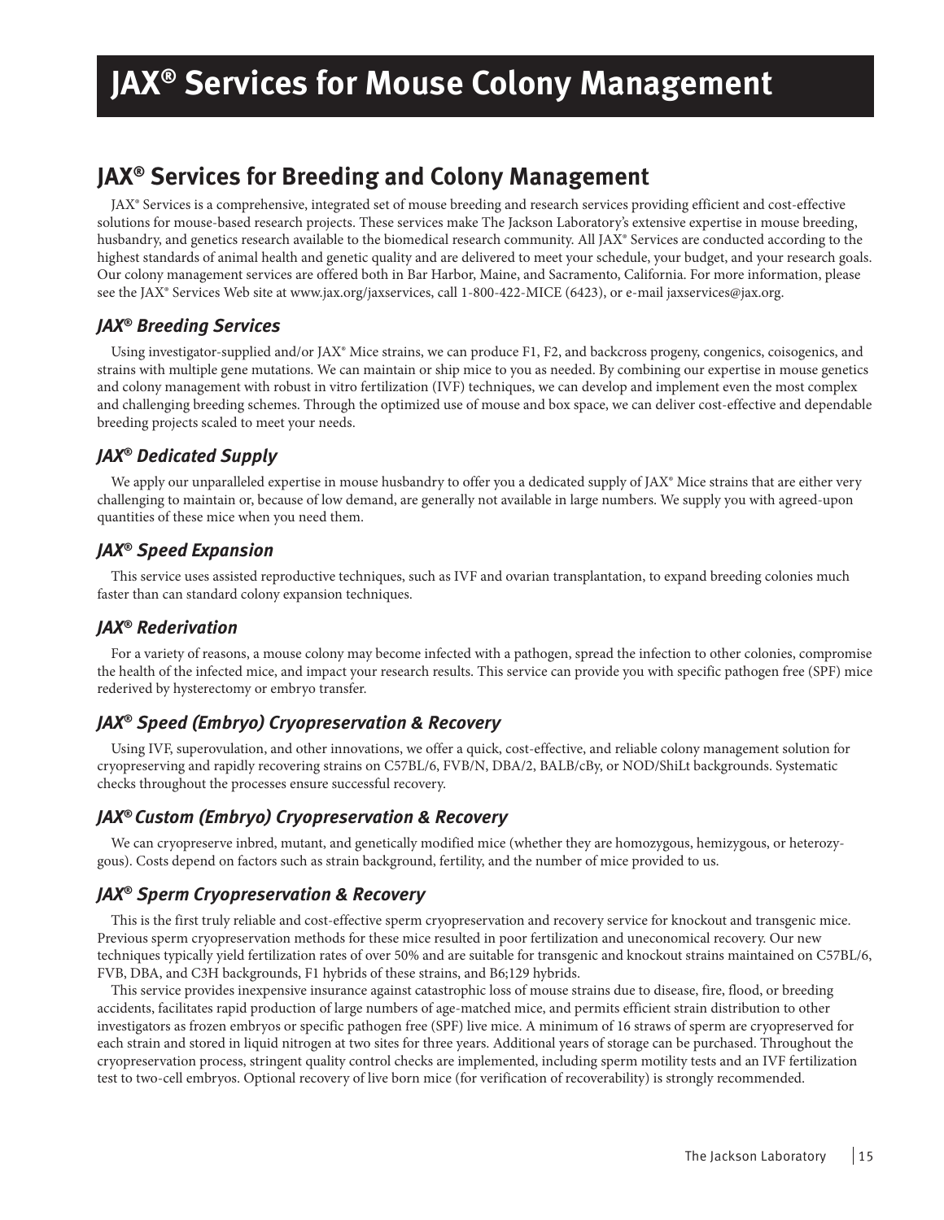# JAX® Services for Mouse Colony Management

## JAX® Services for Breeding and Colony Management

JAX® Services is a comprehensive, integrated set of mouse breeding and research services providing efficient and cost-effective solutions for mouse-based research projects. These services make The Jackson Laboratory's extensive expertise in mouse breeding, husbandry, and genetics research available to the biomedical research community. All JAX® Services are conducted according to the highest standards of animal health and genetic quality and are delivered to meet your schedule, your budget, and your research goals. Our colony management services are offered both in Bar Harbor, Maine, and Sacramento, California. For more information, please see the JAX® Services Web site at www.jax.org/jaxservices, call 1-800-422-MICE (6423), or e-mail jaxservices@jax.org.

### *JAX® Breeding Services*

Using investigator-supplied and/or JAX® Mice strains, we can produce F1, F2, and backcross progeny, congenics, coisogenics, and strains with multiple gene mutations. We can maintain or ship mice to you as needed. By combining our expertise in mouse genetics and colony management with robust in vitro fertilization (IVF) techniques, we can develop and implement even the most complex and challenging breeding schemes. Through the optimized use of mouse and box space, we can deliver cost-effective and dependable breeding projects scaled to meet your needs.

### *JAX® Dedicated Supply*

We apply our unparalleled expertise in mouse husbandry to offer you a dedicated supply of JAX® Mice strains that are either very challenging to maintain or, because of low demand, are generally not available in large numbers. We supply you with agreed-upon quantities of these mice when you need them.

### *JAX® Speed Expansion*

This service uses assisted reproductive techniques, such as IVF and ovarian transplantation, to expand breeding colonies much faster than can standard colony expansion techniques.

### *JAX® Rederivation*

For a variety of reasons, a mouse colony may become infected with a pathogen, spread the infection to other colonies, compromise the health of the infected mice, and impact your research results. This service can provide you with specific pathogen free (SPF) mice rederived by hysterectomy or embryo transfer.

### *JAX® Speed (Embryo) Cryopreservation & Recovery*

Using IVF, superovulation, and other innovations, we offer a quick, cost-effective, and reliable colony management solution for cryopreserving and rapidly recovering strains on C57BL/6, FVB/N, DBA/2, BALB/cBy, or NOD/ShiLt backgrounds. Systematic checks throughout the processes ensure successful recovery.

### *JAX® Custom (Embryo) Cryopreservation & Recovery*

We can cryopreserve inbred, mutant, and genetically modified mice (whether they are homozygous, hemizygous, or heterozygous). Costs depend on factors such as strain background, fertility, and the number of mice provided to us.

### *JAX® Sperm Cryopreservation & Recovery*

This is the first truly reliable and cost-effective sperm cryopreservation and recovery service for knockout and transgenic mice. Previous sperm cryopreservation methods for these mice resulted in poor fertilization and uneconomical recovery. Our new techniques typically yield fertilization rates of over 50% and are suitable for transgenic and knockout strains maintained on C57BL/6, FVB, DBA, and C3H backgrounds, F1 hybrids of these strains, and B6;129 hybrids.

This service provides inexpensive insurance against catastrophic loss of mouse strains due to disease, fire, flood, or breeding accidents, facilitates rapid production of large numbers of age-matched mice, and permits efficient strain distribution to other investigators as frozen embryos or specific pathogen free (SPF) live mice. A minimum of 16 straws of sperm are cryopreserved for each strain and stored in liquid nitrogen at two sites for three years. Additional years of storage can be purchased. Throughout the cryopreservation process, stringent quality control checks are implemented, including sperm motility tests and an IVF fertilization test to two-cell embryos. Optional recovery of live born mice (for verification of recoverability) is strongly recommended.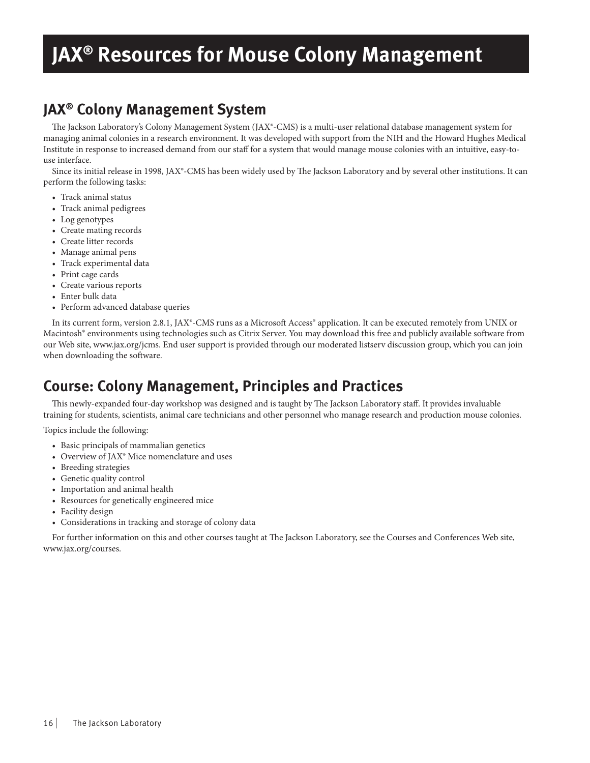# JAX® Resources for Mouse Colony Management

## JAX® Colony Management System

The Jackson Laboratory's Colony Management System (JAX®-CMS) is a multi-user relational database management system for managing animal colonies in a research environment. It was developed with support from the NIH and the Howard Hughes Medical Institute in response to increased demand from our staff for a system that would manage mouse colonies with an intuitive, easy-to-use interface.

Since its initial release in 1998, JAX®-CMS has been widely used by The Jackson Laboratory and by several other institutions. It can perform the following tasks:

- Track animal status
- Track animal pedigrees
- Log genotypes
- Create mating records
- Create litter records
- Manage animal pens
- Track experimental data
- Print cage cards
- Create various reports
- Enter bulk data
- Perform advanced database queries

In its current form, version 2.8.1, JAX®-CMS runs as a Microsoft Access® application. It can be executed remotely from UNIX or Macintosh® environments using technologies such as Citrix Server. You may download this free and publicly available software from our Web site, www.jax.org/jcms. End user support is provided through our moderated listserv discussion group, which you can join when downloading the software.

## Course: Colony Management, Principles and Practices

This newly-expanded four-day workshop was designed and is taught by The Jackson Laboratory staff. It provides invaluable training for students, scientists, animal care technicians and other personnel who manage research and production mouse colonies.

Topics include the following:

- Basic principals of mammalian genetics
- Overview of JAX® Mice nomenclature and uses
- Breeding strategies
- Genetic quality control
- Importation and animal health
- Resources for genetically engineered mice
- Facility design
- Considerations in tracking and storage of colony data

For further information on this and other courses taught at The Jackson Laboratory, see the Courses and Conferences Web site, www.jax.org/courses.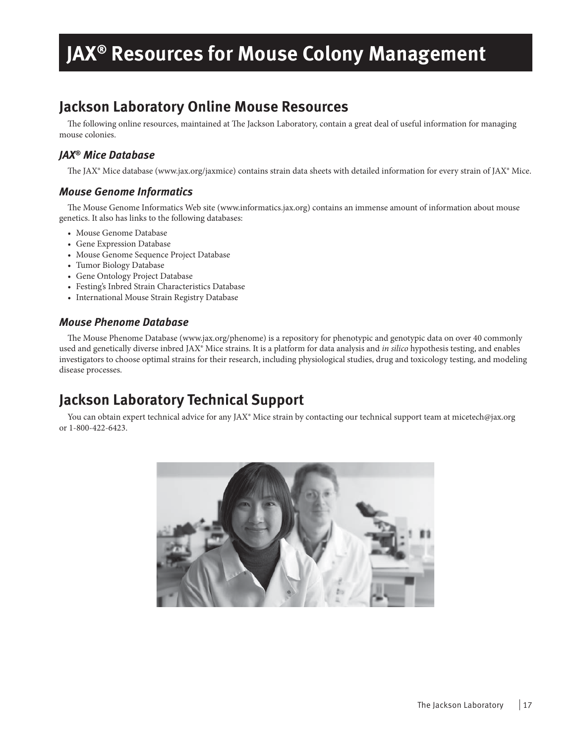# JAX® Resources for Mouse Colony Management

## Jackson Laboratory Online Mouse Resources

The following online resources, maintained at The Jackson Laboratory, contain a great deal of useful information for managing mouse colonies.

### *JAX® Mice Database*

The JAX® Mice database (www.jax.org/jaxmice) contains strain data sheets with detailed information for every strain of JAX® Mice.

### *Mouse Genome Informatics*

The Mouse Genome Informatics Web site (www.informatics.jax.org) contains an immense amount of information about mouse genetics. It also has links to the following databases:

- Mouse Genome Database
- Gene Expression Database
- Mouse Genome Sequence Project Database
- Tumor Biology Database
- Gene Ontology Project Database
- Festing's Inbred Strain Characteristics Database
- International Mouse Strain Registry Database

### *Mouse Phenome Database*

The Mouse Phenome Database (www.jax.org/phenome) is a repository for phenotypic and genotypic data on over 40 commonly used and genetically diverse inbred JAX® Mice strains. It is a platform for data analysis and *in silico* hypothesis testing, and enables investigators to choose optimal strains for their research, including physiological studies, drug and toxicology testing, and modeling disease processes.

## Jackson Laboratory Technical Support

You can obtain expert technical advice for any JAX® Mice strain by contacting our technical support team at micetech@jax.org or 1-800-422-6423.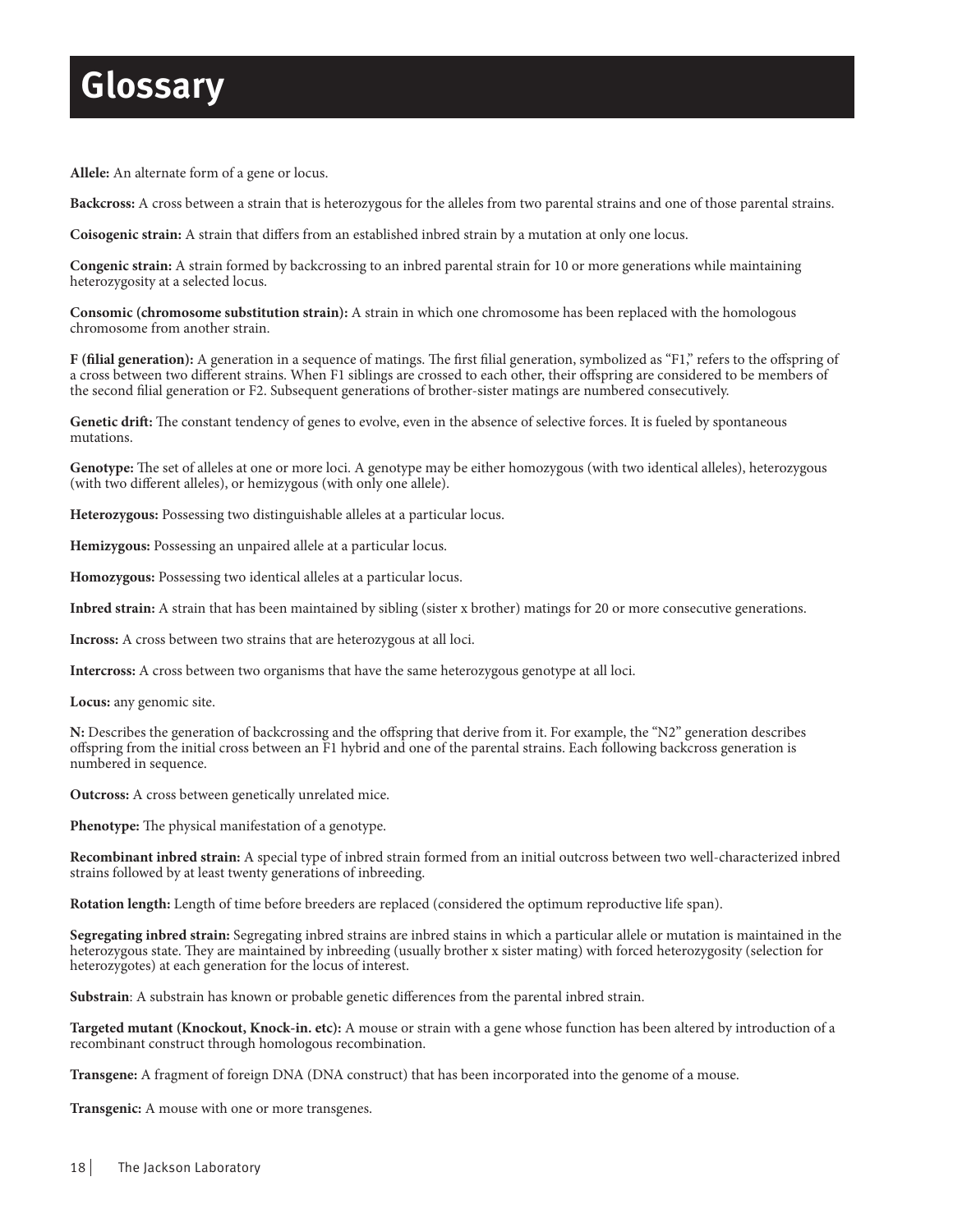# Glossary

**Allele:** An alternate form of a gene or locus.

**Backcross:** A cross between a strain that is heterozygous for the alleles from two parental strains and one of those parental strains.

**Coisogenic strain:** A strain that differs from an established inbred strain by a mutation at only one locus.

**Congenic strain:** A strain formed by backcrossing to an inbred parental strain for 10 or more generations while maintaining heterozygosity at a selected locus.

**Consomic (chromosome substitution strain):** A strain in which one chromosome has been replaced with the homologous chromosome from another strain.

**F (filial generation):** A generation in a sequence of matings. The first filial generation, symbolized as "F1," refers to the offspring of a cross between two different strains. When F1 siblings are crossed to each other, their offspring are considered to be members of the second filial generation or F2. Subsequent generations of brother-sister matings are numbered consecutively.

**Genetic drift:** The constant tendency of genes to evolve, even in the absence of selective forces. It is fueled by spontaneous mutations.

**Genotype:** The set of alleles at one or more loci. A genotype may be either homozygous (with two identical alleles), heterozygous (with two different alleles), or hemizygous (with only one allele).

**Heterozygous:** Possessing two distinguishable alleles at a particular locus.

**Hemizygous:** Possessing an unpaired allele at a particular locus.

**Homozygous:** Possessing two identical alleles at a particular locus.

**Inbred strain:** A strain that has been maintained by sibling (sister x brother) matings for 20 or more consecutive generations.

**Incross:** A cross between two strains that are heterozygous at all loci.

**Intercross:** A cross between two organisms that have the same heterozygous genotype at all loci.

**Locus:** any genomic site.

**N:** Describes the generation of backcrossing and the offspring that derive from it. For example, the "N2" generation describes offspring from the initial cross between an F1 hybrid and one of the parental strains. Each following backcross generation is numbered in sequence.

**Outcross:** A cross between genetically unrelated mice.

**Phenotype:** The physical manifestation of a genotype.

**Recombinant inbred strain:** A special type of inbred strain formed from an initial outcross between two well-characterized inbred strains followed by at least twenty generations of inbreeding.

**Rotation length:** Length of time before breeders are replaced (considered the optimum reproductive life span).

**Segregating inbred strain:** Segregating inbred strains are inbred stains in which a particular allele or mutation is maintained in the heterozygous state. They are maintained by inbreeding (usually brother x sister mating) with forced heterozygosity (selection for heterozygotes) at each generation for the locus of interest.

**Substrain**: A substrain has known or probable genetic differences from the parental inbred strain.

**Targeted mutant (Knockout, Knock-in. etc):** A mouse or strain with a gene whose function has been altered by introduction of a recombinant construct through homologous recombination.

**Transgene:** A fragment of foreign DNA (DNA construct) that has been incorporated into the genome of a mouse.

**Transgenic:** A mouse with one or more transgenes.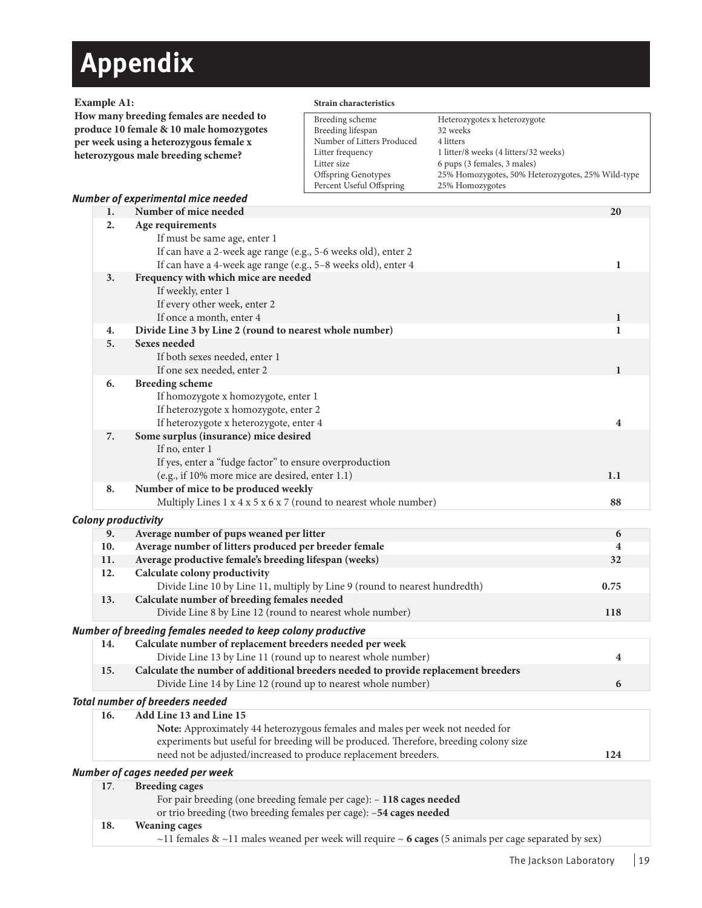# Appendix

**Example A1:**
**How many breeding females are needed to produce 10 female & 10 male homozygotes per week using a heterozygous female x heterozygous male breeding scheme?**

**Strain characteristics**

| | |
|---|---|
| Breeding scheme | Heterozygotes x heterozygote |
| Breeding lifespan | 32 weeks |
| Number of Litters Produced | 4 litters |
| Litter frequency | 1 litter/8 weeks (4 litters/32 weeks) |
| Litter size | 6 pups (3 females, 3 males) |
| Offspring Genotypes | 25% Homozygotes, 50% Heterozygotes, 25% Wild-type |
| Percent Useful Offspring | 25% Homozygotes |

***Number of experimental mice needed***

| | | |
|---|---|---|
| **1.** | **Number of mice needed** | **20** |
| **2.** | **Age requirements**<br>If must be same age, enter 1<br>If can have a 2-week age range (e.g., 5-6 weeks old), enter 2<br>If can have a 4-week age range (e.g., 5–8 weeks old), enter 4 | 1 |
| **3.** | **Frequency with which mice are needed**<br>If weekly, enter 1<br>If every other week, enter 2<br>If once a month, enter 4 | 1 |
| **4.** | **Divide Line 3 by Line 2 (round to nearest whole number)** | 1 |
| **5.** | **Sexes needed**<br>If both sexes needed, enter 1<br>If one sex needed, enter 2 | 1 |
| **6.** | **Breeding scheme**<br>If homozygote x homozygote, enter 1<br>If heterozygote x homozygote, enter 2<br>If heterozygote x heterozygote, enter 4 | 4 |
| **7.** | **Some surplus (insurance) mice desired**<br>If no, enter 1<br>If yes, enter a "fudge factor" to ensure overproduction<br>(e.g., if 10% more mice are desired, enter 1.1) | 1.1 |
| **8.** | **Number of mice to be produced weekly**<br>Multiply Lines 1 x 4 x 5 x 6 x 7 (round to nearest whole number) | 88 |

***Colony productivity***

| | | |
|---|---|---|
| **9.** | **Average number of pups weaned per litter** | 6 |
| **10.** | **Average number of litters produced per breeder female** | 4 |
| **11.** | **Average productive female's breeding lifespan (weeks)** | 32 |
| **12.** | **Calculate colony productivity**<br>Divide Line 10 by Line 11, multiply by Line 9 (round to nearest hundredth) | 0.75 |
| **13.** | **Calculate number of breeding females needed**<br>Divide Line 8 by Line 12 (round to nearest whole number) | 118 |

***Number of breeding females needed to keep colony productive***

| | | |
|---|---|---|
| **14.** | **Calculate number of replacement breeders needed per week**<br>Divide Line 13 by Line 11 (round up to nearest whole number) | 4 |
| **15.** | **Calculate the number of additional breeders needed to provide replacement breeders**<br>Divide Line 14 by Line 12 (round up to nearest whole number) | 6 |

***Total number of breeders needed***

| | | |
|---|---|---|
| **16.** | **Add Line 13 and Line 15**<br>**Note:** Approximately 44 heterozygous females and males per week not needed for experiments but useful for breeding will be produced. Therefore, breeding colony size need not be adjusted/increased to produce replacement breeders. | 124 |

***Number of cages needed per week***

| | |
|---|---|
| **17.** | **Breeding cages**<br>For pair breeding (one breeding female per cage): – **118 cages needed**<br>or trio breeding (two breeding females per cage): –**54 cages needed** |
| **18.** | **Weaning cages**<br>~11 females & ~11 males weaned per week will require ~ **6 cages** (5 animals per cage separated by sex) |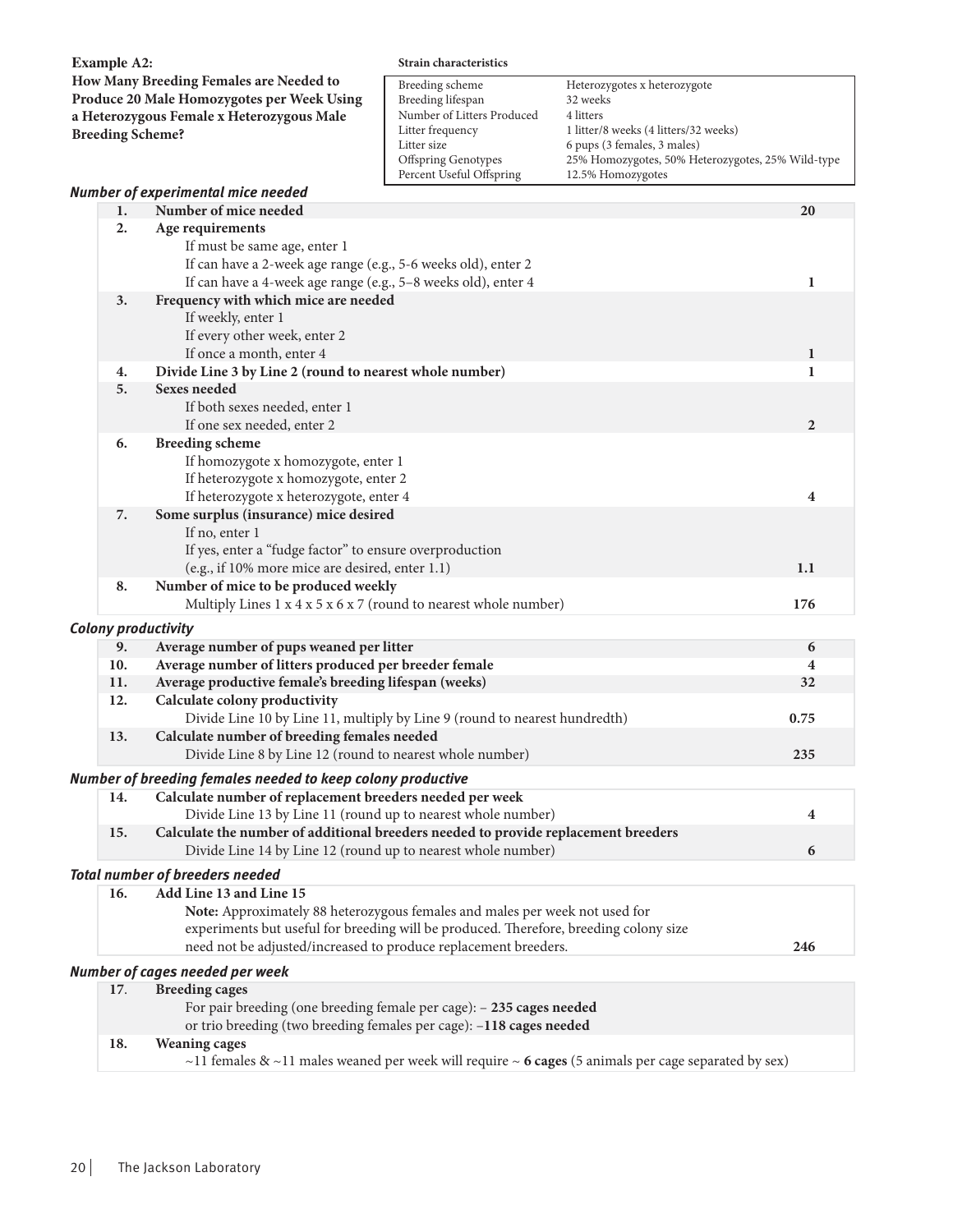**Example A2:**
**How Many Breeding Females are Needed to Produce 20 Male Homozygotes per Week Using a Heterozygous Female x Heterozygous Male Breeding Scheme?**

**Strain characteristics**

| | |
|---|---|
| Breeding scheme | Heterozygotes x heterozygote |
| Breeding lifespan | 32 weeks |
| Number of Litters Produced | 4 litters |
| Litter frequency | 1 litter/8 weeks (4 litters/32 weeks) |
| Litter size | 6 pups (3 females, 3 males) |
| Offspring Genotypes | 25% Homozygotes, 50% Heterozygotes, 25% Wild-type |
| Percent Useful Offspring | 12.5% Homozygotes |

### *Number of experimental mice needed*

| | | |
|---|---|---|
| **1.** | **Number of mice needed** | **20** |
| **2.** | **Age requirements**<br>If must be same age, enter 1<br>If can have a 2-week age range (e.g., 5-6 weeks old), enter 2<br>If can have a 4-week age range (e.g., 5–8 weeks old), enter 4 | **1** |
| **3.** | **Frequency with which mice are needed**<br>If weekly, enter 1<br>If every other week, enter 2<br>If once a month, enter 4 | **1** |
| **4.** | **Divide Line 3 by Line 2 (round to nearest whole number)** | **1** |
| **5.** | **Sexes needed**<br>If both sexes needed, enter 1<br>If one sex needed, enter 2 | **2** |
| **6.** | **Breeding scheme**<br>If homozygote x homozygote, enter 1<br>If heterozygote x homozygote, enter 2<br>If heterozygote x heterozygote, enter 4 | **4** |
| **7.** | **Some surplus (insurance) mice desired**<br>If no, enter 1<br>If yes, enter a "fudge factor" to ensure overproduction<br>(e.g., if 10% more mice are desired, enter 1.1) | **1.1** |
| **8.** | **Number of mice to be produced weekly**<br>Multiply Lines 1 x 4 x 5 x 6 x 7 (round to nearest whole number) | **176** |

### *Colony productivity*

| | | |
|---|---|---|
| **9.** | **Average number of pups weaned per litter** | **6** |
| **10.** | **Average number of litters produced per breeder female** | **4** |
| **11.** | **Average productive female's breeding lifespan (weeks)** | **32** |
| **12.** | **Calculate colony productivity**<br>Divide Line 10 by Line 11, multiply by Line 9 (round to nearest hundredth) | **0.75** |
| **13.** | **Calculate number of breeding females needed**<br>Divide Line 8 by Line 12 (round to nearest whole number) | **235** |

### *Number of breeding females needed to keep colony productive*

| | | |
|---|---|---|
| **14.** | **Calculate number of replacement breeders needed per week**<br>Divide Line 13 by Line 11 (round up to nearest whole number) | **4** |
| **15.** | **Calculate the number of additional breeders needed to provide replacement breeders**<br>Divide Line 14 by Line 12 (round up to nearest whole number) | **6** |

### *Total number of breeders needed*

| | | |
|---|---|---|
| **16.** | **Add Line 13 and Line 15**<br>**Note:** Approximately 88 heterozygous females and males per week not used for experiments but useful for breeding will be produced. Therefore, breeding colony size need not be adjusted/increased to produce replacement breeders. | **246** |

### *Number of cages needed per week*

| | |
|---|---|
| **17.** | **Breeding cages**<br>For pair breeding (one breeding female per cage): – **235 cages needed**<br>or trio breeding (two breeding females per cage): –**118 cages needed** |
| **18.** | **Weaning cages**<br>~11 females & ~11 males weaned per week will require ~ **6 cages** (5 animals per cage separated by sex) |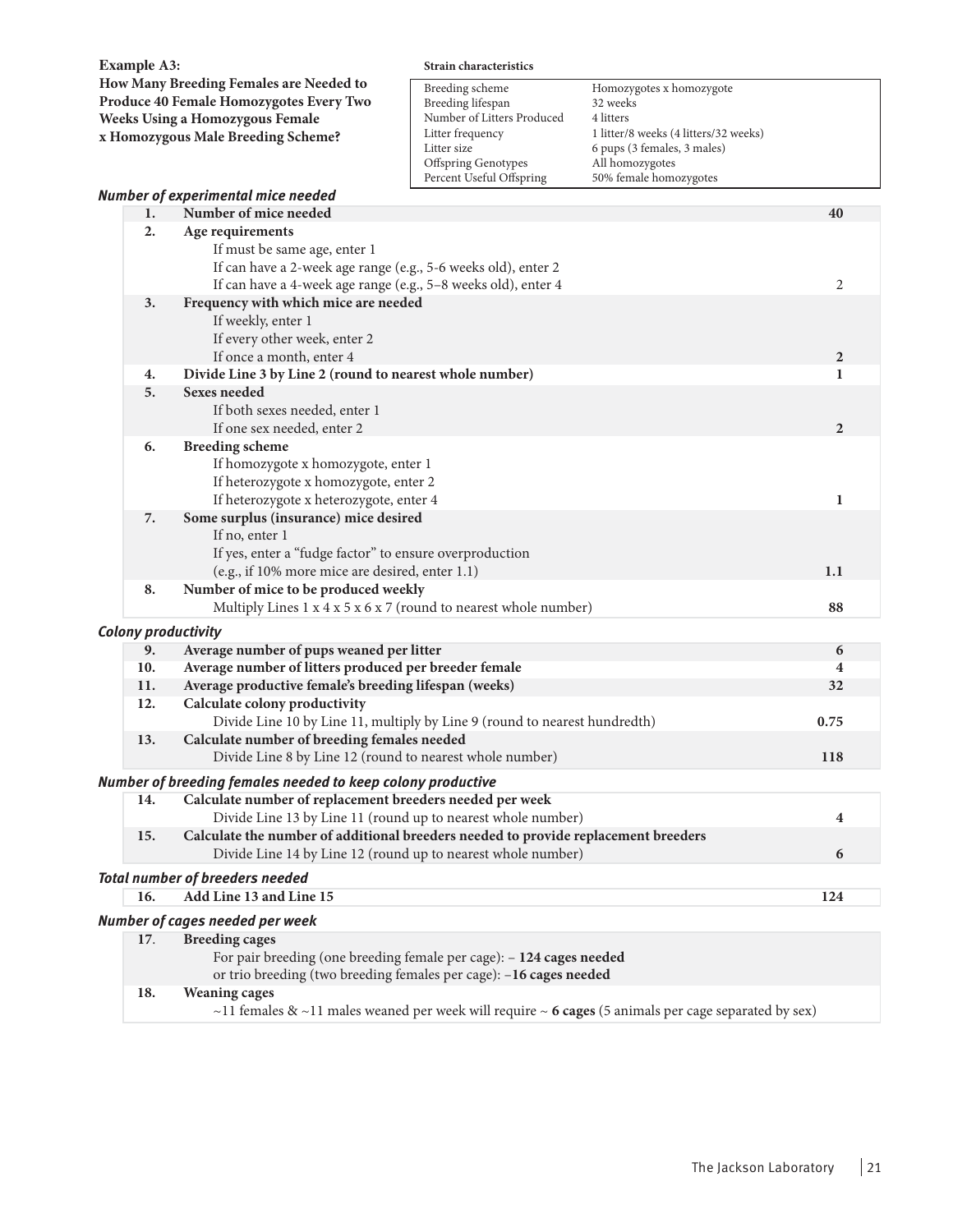**Example A3:**

**How Many Breeding Females are Needed to Produce 40 Female Homozygotes Every Two Weeks Using a Homozygous Female x Homozygous Male Breeding Scheme?**

**Strain characteristics**

| | |
|---|---|
| Breeding scheme | Homozygotes x homozygote |
| Breeding lifespan | 32 weeks |
| Number of Litters Produced | 4 litters |
| Litter frequency | 1 litter/8 weeks (4 litters/32 weeks) |
| Litter size | 6 pups (3 females, 3 males) |
| Offspring Genotypes | All homozygotes |
| Percent Useful Offspring | 50% female homozygotes |

***Number of experimental mice needed***

| | | |
|---|---|---|
| **1.** | **Number of mice needed** | **40** |
| **2.** | **Age requirements**<br>If must be same age, enter 1<br>If can have a 2-week age range (e.g., 5-6 weeks old), enter 2<br>If can have a 4-week age range (e.g., 5–8 weeks old), enter 4 | 2 |
| **3.** | **Frequency with which mice are needed**<br>If weekly, enter 1<br>If every other week, enter 2<br>If once a month, enter 4 | **2** |
| **4.** | **Divide Line 3 by Line 2 (round to nearest whole number)** | **1** |
| **5.** | **Sexes needed**<br>If both sexes needed, enter 1<br>If one sex needed, enter 2 | **2** |
| **6.** | **Breeding scheme**<br>If homozygote x homozygote, enter 1<br>If heterozygote x homozygote, enter 2<br>If heterozygote x heterozygote, enter 4 | **1** |
| **7.** | **Some surplus (insurance) mice desired**<br>If no, enter 1<br>If yes, enter a "fudge factor" to ensure overproduction<br>(e.g., if 10% more mice are desired, enter 1.1) | **1.1** |
| **8.** | **Number of mice to be produced weekly**<br>Multiply Lines 1 x 4 x 5 x 6 x 7 (round to nearest whole number) | **88** |

***Colony productivity***

| | | |
|---|---|---|
| **9.** | **Average number of pups weaned per litter** | **6** |
| **10.** | **Average number of litters produced per breeder female** | **4** |
| **11.** | **Average productive female's breeding lifespan (weeks)** | **32** |
| **12.** | **Calculate colony productivity**<br>Divide Line 10 by Line 11, multiply by Line 9 (round to nearest hundredth) | **0.75** |
| **13.** | **Calculate number of breeding females needed**<br>Divide Line 8 by Line 12 (round to nearest whole number) | **118** |

***Number of breeding females needed to keep colony productive***

| | | |
|---|---|---|
| **14.** | **Calculate number of replacement breeders needed per week**<br>Divide Line 13 by Line 11 (round up to nearest whole number) | **4** |
| **15.** | **Calculate the number of additional breeders needed to provide replacement breeders**<br>Divide Line 14 by Line 12 (round up to nearest whole number) | **6** |

***Total number of breeders needed***

| | | |
|---|---|---|
| **16.** | **Add Line 13 and Line 15** | **124** |

***Number of cages needed per week***

| | |
|---|---|
| **17.** | **Breeding cages**<br>For pair breeding (one breeding female per cage): – **124 cages needed**<br>or trio breeding (two breeding females per cage): –**16 cages needed** |
| **18.** | **Weaning cages**<br>~11 females & ~11 males weaned per week will require ~ **6 cages** (5 animals per cage separated by sex) |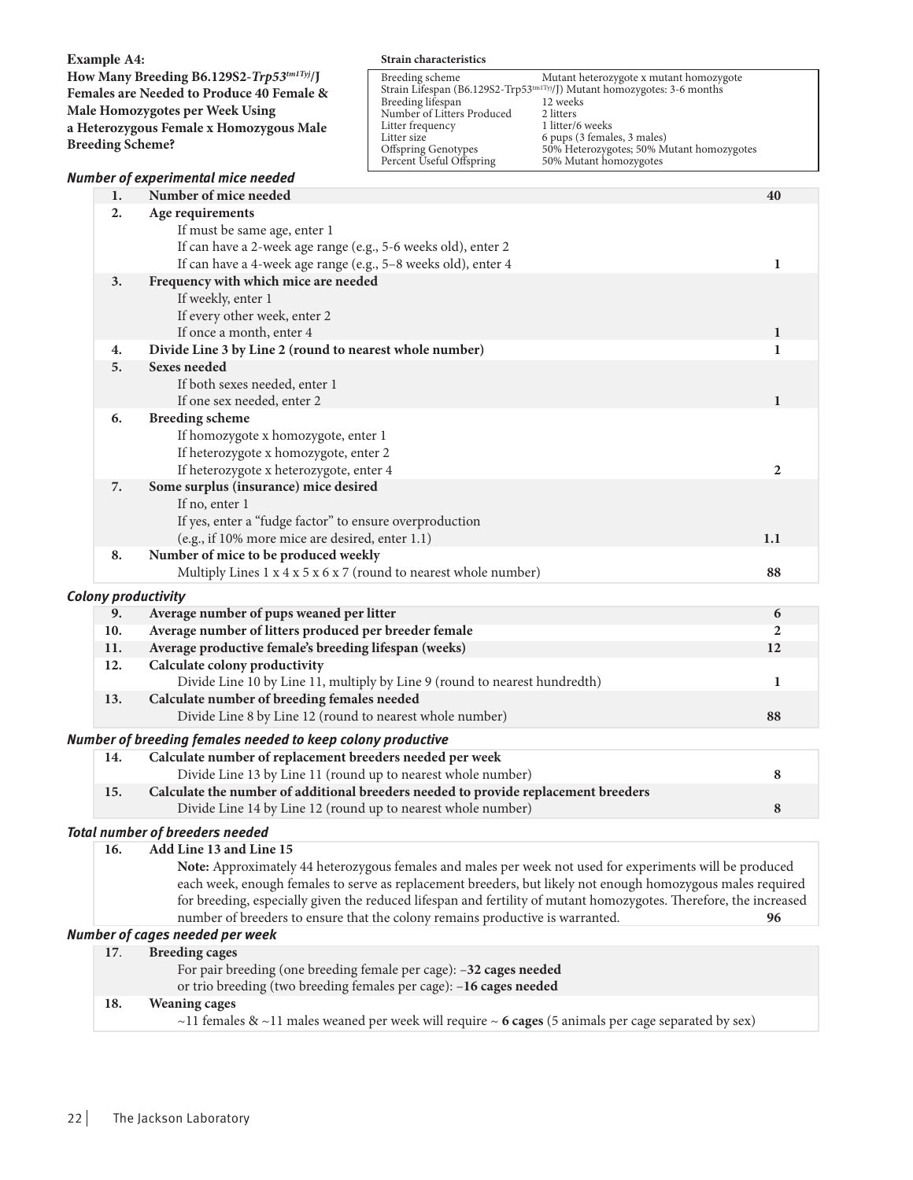**Example A4:**
**How Many Breeding B6.129S2-*Trp53*$^{tm1Tyj}$/J Females are Needed to Produce 40 Female & Male Homozygotes per Week Using a Heterozygous Female x Homozygous Male Breeding Scheme?**

**Strain characteristics**

| | |
|---|---|
| Breeding scheme | Mutant heterozygote x mutant homozygote |
| Strain Lifespan (B6.129S2-Trp53$^{tm1Tyj}$/J) Mutant homozygotes: 3-6 months | |
| Breeding lifespan | 12 weeks |
| Number of Litters Produced | 2 litters |
| Litter frequency | 1 litter/6 weeks |
| Litter size | 6 pups (3 females, 3 males) |
| Offspring Genotypes | 50% Heterozygotes; 50% Mutant homozygotes |
| Percent Useful Offspring | 50% Mutant homozygotes |

### *Number of experimental mice needed*

| | | |
|---|---|---|
| 1. | **Number of mice needed** | **40** |
| 2. | **Age requirements**<br>If must be same age, enter 1<br>If can have a 2-week age range (e.g., 5-6 weeks old), enter 2<br>If can have a 4-week age range (e.g., 5–8 weeks old), enter 4 | **1** |
| 3. | **Frequency with which mice are needed**<br>If weekly, enter 1<br>If every other week, enter 2<br>If once a month, enter 4 | **1** |
| 4. | **Divide Line 3 by Line 2 (round to nearest whole number)** | **1** |
| 5. | **Sexes needed**<br>If both sexes needed, enter 1<br>If one sex needed, enter 2 | **1** |
| 6. | **Breeding scheme**<br>If homozygote x homozygote, enter 1<br>If heterozygote x homozygote, enter 2<br>If heterozygote x heterozygote, enter 4 | **2** |
| 7. | **Some surplus (insurance) mice desired**<br>If no, enter 1<br>If yes, enter a "fudge factor" to ensure overproduction<br>(e.g., if 10% more mice are desired, enter 1.1) | **1.1** |
| 8. | **Number of mice to be produced weekly**<br>Multiply Lines 1 x 4 x 5 x 6 x 7 (round to nearest whole number) | **88** |

### *Colony productivity*

| | | |
|---|---|---|
| 9. | **Average number of pups weaned per litter** | **6** |
| 10. | **Average number of litters produced per breeder female** | **2** |
| 11. | **Average productive female's breeding lifespan (weeks)** | **12** |
| 12. | **Calculate colony productivity**<br>Divide Line 10 by Line 11, multiply by Line 9 (round to nearest hundredth) | **1** |
| 13. | **Calculate number of breeding females needed**<br>Divide Line 8 by Line 12 (round to nearest whole number) | **88** |

### *Number of breeding females needed to keep colony productive*

| | | |
|---|---|---|
| 14. | **Calculate number of replacement breeders needed per week**<br>Divide Line 13 by Line 11 (round up to nearest whole number) | **8** |
| 15. | **Calculate the number of additional breeders needed to provide replacement breeders**<br>Divide Line 14 by Line 12 (round up to nearest whole number) | **8** |

### *Total number of breeders needed*

| | | |
|---|---|---|
| 16. | **Add Line 13 and Line 15**<br>**Note:** Approximately 44 heterozygous females and males per week not used for experiments will be produced each week, enough females to serve as replacement breeders, but likely not enough homozygous males required for breeding, especially given the reduced lifespan and fertility of mutant homozygotes. Therefore, the increased number of breeders to ensure that the colony remains productive is warranted. | **96** |

### *Number of cages needed per week*

| | |
|---|---|
| 17. | **Breeding cages**<br>For pair breeding (one breeding female per cage): ~**32 cages needed**<br>or trio breeding (two breeding females per cage): ~**16 cages needed** |
| 18. | **Weaning cages**<br>~11 females & ~11 males weaned per week will require ~ **6 cages** (5 animals per cage separated by sex) |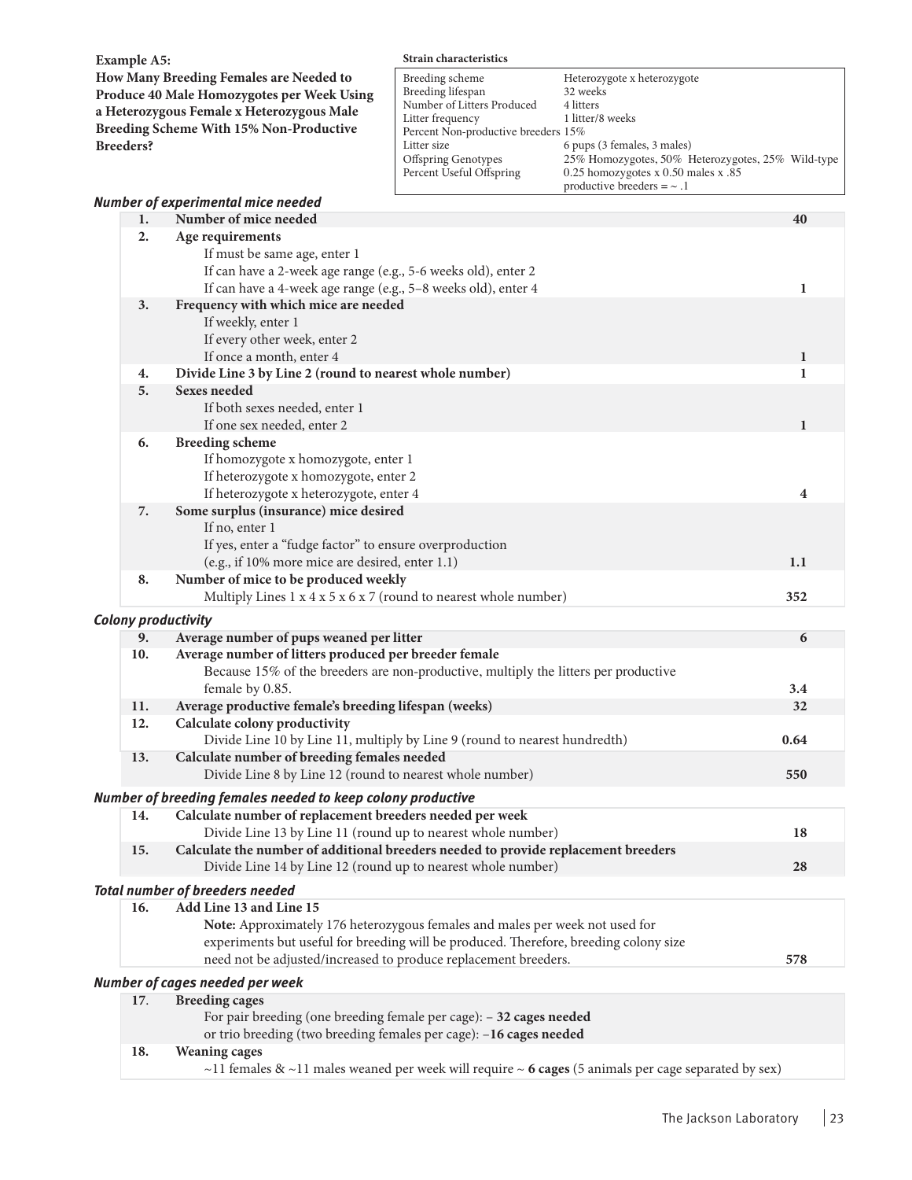**Example A5:**
**How Many Breeding Females are Needed to Produce 40 Male Homozygotes per Week Using a Heterozygous Female x Heterozygous Male Breeding Scheme With 15% Non-Productive Breeders?**

**Strain characteristics**

| | |
|---|---|
| Breeding scheme | Heterozygote x heterozygote |
| Breeding lifespan | 32 weeks |
| Number of Litters Produced | 4 litters |
| Litter frequency | 1 litter/8 weeks |
| Percent Non-productive breeders | 15% |
| Litter size | 6 pups (3 females, 3 males) |
| Offspring Genotypes | 25% Homozygotes, 50% Heterozygotes, 25% Wild-type |
| Percent Useful Offspring | 0.25 homozygotes x 0.50 males x .85 productive breeders = ~ .1 |

***Number of experimental mice needed***

| | | |
|---|---|---|
| **1.** | **Number of mice needed** | **40** |
| **2.** | **Age requirements**<br>If must be same age, enter 1<br>If can have a 2-week age range (e.g., 5-6 weeks old), enter 2<br>If can have a 4-week age range (e.g., 5–8 weeks old), enter 4 | **1** |
| **3.** | **Frequency with which mice are needed**<br>If weekly, enter 1<br>If every other week, enter 2<br>If once a month, enter 4 | **1** |
| **4.** | **Divide Line 3 by Line 2 (round to nearest whole number)** | **1** |
| **5.** | **Sexes needed**<br>If both sexes needed, enter 1<br>If one sex needed, enter 2 | **1** |
| **6.** | **Breeding scheme**<br>If homozygote x homozygote, enter 1<br>If heterozygote x homozygote, enter 2<br>If heterozygote x heterozygote, enter 4 | **4** |
| **7.** | **Some surplus (insurance) mice desired**<br>If no, enter 1<br>If yes, enter a "fudge factor" to ensure overproduction<br>(e.g., if 10% more mice are desired, enter 1.1) | **1.1** |
| **8.** | **Number of mice to be produced weekly**<br>Multiply Lines 1 x 4 x 5 x 6 x 7 (round to nearest whole number) | **352** |

***Colony productivity***

| | | |
|---|---|---|
| **9.** | **Average number of pups weaned per litter** | **6** |
| **10.** | **Average number of litters produced per breeder female**<br>Because 15% of the breeders are non-productive, multiply the litters per productive female by 0.85. | **3.4** |
| **11.** | **Average productive female's breeding lifespan (weeks)** | **32** |
| **12.** | **Calculate colony productivity**<br>Divide Line 10 by Line 11, multiply by Line 9 (round to nearest hundredth) | **0.64** |
| **13.** | **Calculate number of breeding females needed**<br>Divide Line 8 by Line 12 (round to nearest whole number) | **550** |

***Number of breeding females needed to keep colony productive***

| | | |
|---|---|---|
| **14.** | **Calculate number of replacement breeders needed per week**<br>Divide Line 13 by Line 11 (round up to nearest whole number) | **18** |
| **15.** | **Calculate the number of additional breeders needed to provide replacement breeders**<br>Divide Line 14 by Line 12 (round up to nearest whole number) | **28** |

***Total number of breeders needed***

| | | |
|---|---|---|
| **16.** | **Add Line 13 and Line 15**<br>**Note:** Approximately 176 heterozygous females and males per week not used for experiments but useful for breeding will be produced. Therefore, breeding colony size need not be adjusted/increased to produce replacement breeders. | **578** |

***Number of cages needed per week***

| | |
|---|---|
| **17.** | **Breeding cages**<br>For pair breeding (one breeding female per cage): – **32 cages needed**<br>or trio breeding (two breeding females per cage): –**16 cages needed** |
| **18.** | **Weaning cages**<br>~11 females & ~11 males weaned per week will require ~ **6 cages** (5 animals per cage separated by sex) |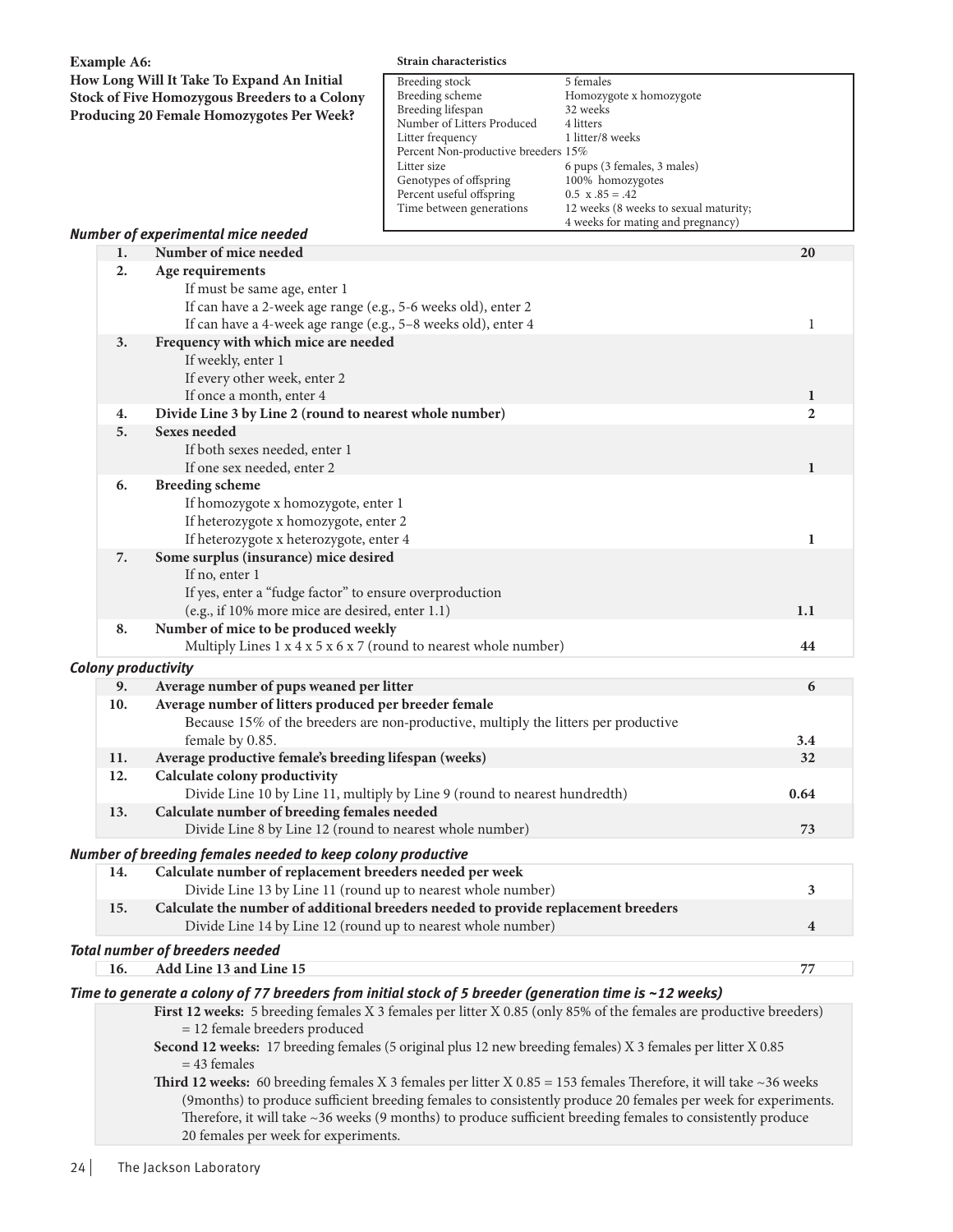**Example A6:**
**How Long Will It Take To Expand An Initial Stock of Five Homozygous Breeders to a Colony Producing 20 Female Homozygotes Per Week?**

**Strain characteristics**

| | |
|---|---|
| Breeding stock | 5 females |
| Breeding scheme | Homozygote x homozygote |
| Breeding lifespan | 32 weeks |
| Number of Litters Produced | 4 litters |
| Litter frequency | 1 litter/8 weeks |
| Percent Non-productive breeders | 15% |
| Litter size | 6 pups (3 females, 3 males) |
| Genotypes of offspring | 100% homozygotes |
| Percent useful offspring | 0.5 x .85 = .42 |
| Time between generations | 12 weeks (8 weeks to sexual maturity; 4 weeks for mating and pregnancy) |

***Number of experimental mice needed***

| | | |
|---|---|---|
| **1.** | **Number of mice needed** | **20** |
| **2.** | **Age requirements**<br>If must be same age, enter 1<br>If can have a 2-week age range (e.g., 5-6 weeks old), enter 2<br>If can have a 4-week age range (e.g., 5–8 weeks old), enter 4 | 1 |
| **3.** | **Frequency with which mice are needed**<br>If weekly, enter 1<br>If every other week, enter 2<br>If once a month, enter 4 | **1** |
| **4.** | **Divide Line 3 by Line 2 (round to nearest whole number)** | **2** |
| **5.** | **Sexes needed**<br>If both sexes needed, enter 1<br>If one sex needed, enter 2 | **1** |
| **6.** | **Breeding scheme**<br>If homozygote x homozygote, enter 1<br>If heterozygote x homozygote, enter 2<br>If heterozygote x heterozygote, enter 4 | **1** |
| **7.** | **Some surplus (insurance) mice desired**<br>If no, enter 1<br>If yes, enter a "fudge factor" to ensure overproduction<br>(e.g., if 10% more mice are desired, enter 1.1) | **1.1** |
| **8.** | **Number of mice to be produced weekly**<br>Multiply Lines 1 x 4 x 5 x 6 x 7 (round to nearest whole number) | **44** |

***Colony productivity***

| | | |
|---|---|---|
| **9.** | **Average number of pups weaned per litter** | **6** |
| **10.** | **Average number of litters produced per breeder female**<br>Because 15% of the breeders are non-productive, multiply the litters per productive female by 0.85. | **3.4** |
| **11.** | **Average productive female's breeding lifespan (weeks)** | **32** |
| **12.** | **Calculate colony productivity**<br>Divide Line 10 by Line 11, multiply by Line 9 (round to nearest hundredth) | **0.64** |
| **13.** | **Calculate number of breeding females needed**<br>Divide Line 8 by Line 12 (round to nearest whole number) | **73** |

***Number of breeding females needed to keep colony productive***

| | | |
|---|---|---|
| **14.** | **Calculate number of replacement breeders needed per week**<br>Divide Line 13 by Line 11 (round up to nearest whole number) | **3** |
| **15.** | **Calculate the number of additional breeders needed to provide replacement breeders**<br>Divide Line 14 by Line 12 (round up to nearest whole number) | **4** |

***Total number of breeders needed***

| | | |
|---|---|---|
| **16.** | **Add Line 13 and Line 15** | **77** |

***Time to generate a colony of 77 breeders from initial stock of 5 breeder (generation time is ~12 weeks)***

**First 12 weeks:** 5 breeding females X 3 females per litter X 0.85 (only 85% of the females are productive breeders) = 12 female breeders produced

**Second 12 weeks:** 17 breeding females (5 original plus 12 new breeding females) X 3 females per litter X 0.85 = 43 females

**Third 12 weeks:** 60 breeding females X 3 females per litter X 0.85 = 153 females Therefore, it will take ~36 weeks (9months) to produce sufficient breeding females to consistently produce 20 females per week for experiments. Therefore, it will take ~36 weeks (9 months) to produce sufficient breeding females to consistently produce 20 females per week for experiments.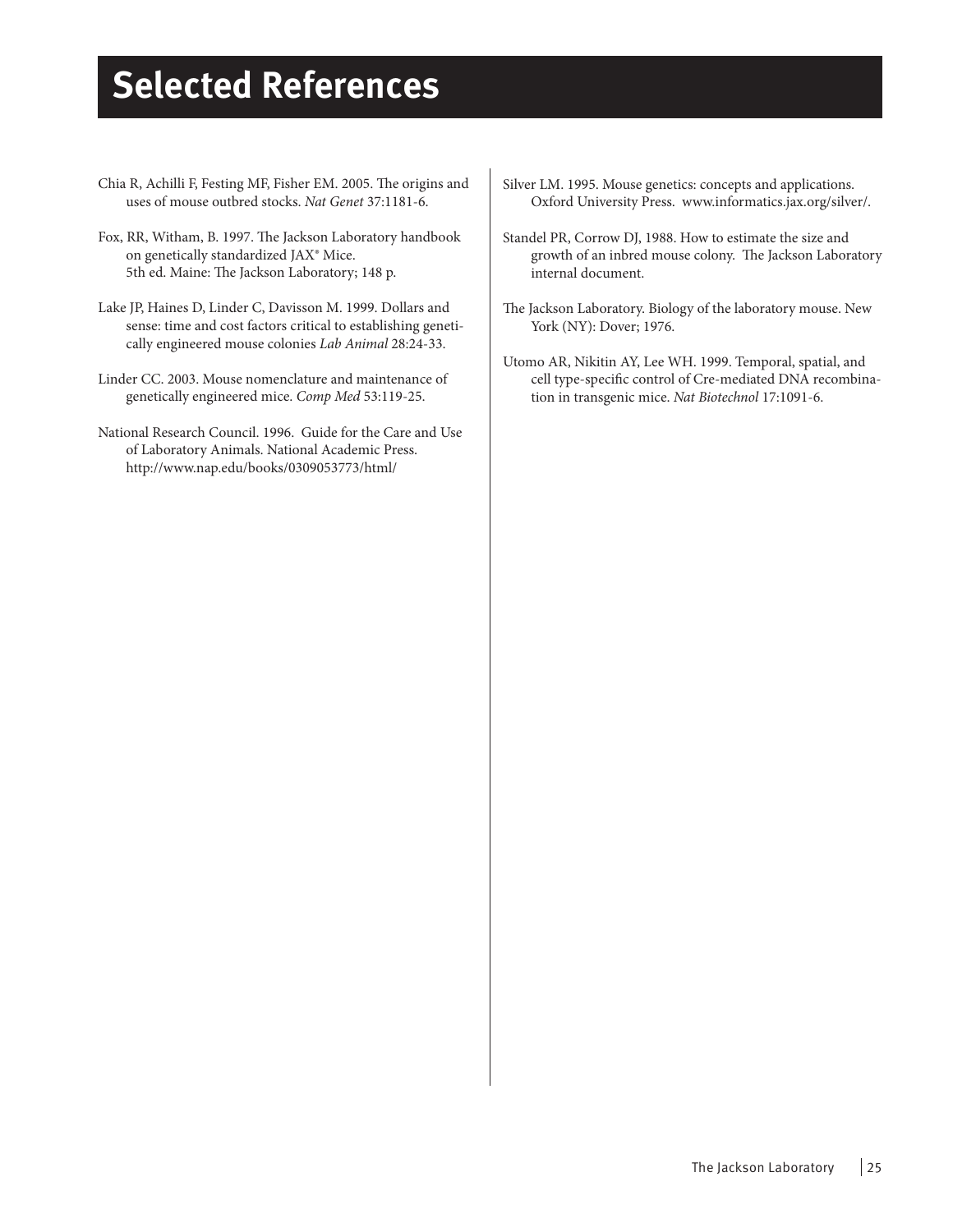# Selected References

Chia R, Achilli F, Festing MF, Fisher EM. 2005. The origins and uses of mouse outbred stocks. *Nat Genet* 37:1181-6.

Fox, RR, Witham, B. 1997. The Jackson Laboratory handbook on genetically standardized JAX® Mice. 5th ed. Maine: The Jackson Laboratory; 148 p.

Lake JP, Haines D, Linder C, Davisson M. 1999. Dollars and sense: time and cost factors critical to establishing genetically engineered mouse colonies *Lab Animal* 28:24-33.

Linder CC. 2003. Mouse nomenclature and maintenance of genetically engineered mice. *Comp Med* 53:119-25.

National Research Council. 1996. Guide for the Care and Use of Laboratory Animals. National Academic Press. http://www.nap.edu/books/0309053773/html/

Silver LM. 1995. Mouse genetics: concepts and applications. Oxford University Press. www.informatics.jax.org/silver/.

Standel PR, Corrow DJ, 1988. How to estimate the size and growth of an inbred mouse colony. The Jackson Laboratory internal document.

The Jackson Laboratory. Biology of the laboratory mouse. New York (NY): Dover; 1976.

Utomo AR, Nikitin AY, Lee WH. 1999. Temporal, spatial, and cell type-specific control of Cre-mediated DNA recombination in transgenic mice. *Nat Biotechnol* 17:1091-6.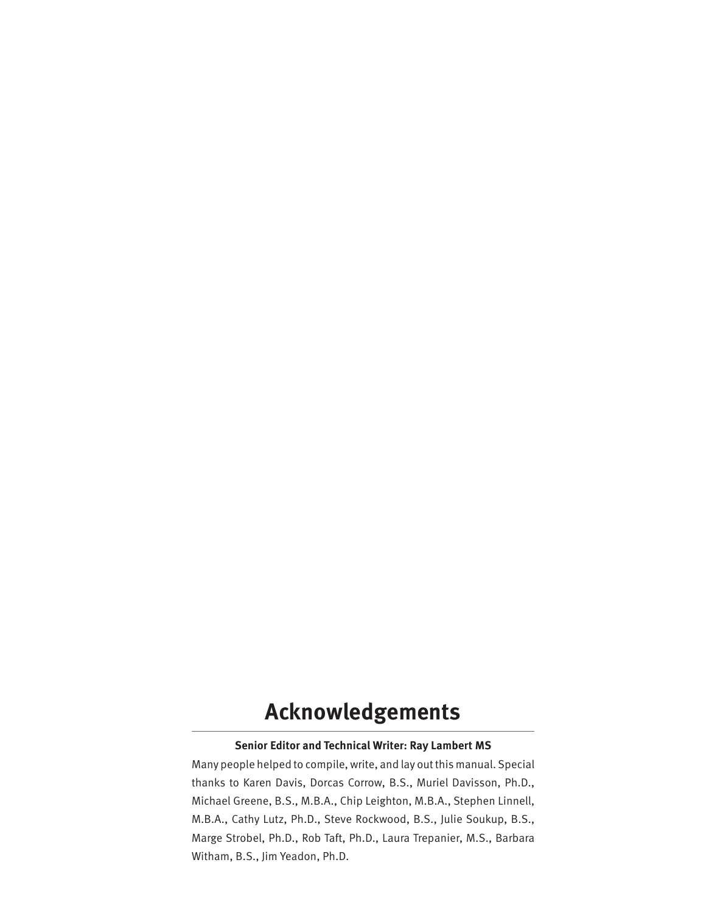# Acknowledgements

**Senior Editor and Technical Writer: Ray Lambert MS**

Many people helped to compile, write, and lay out this manual. Special thanks to Karen Davis, Dorcas Corrow, B.S., Muriel Davisson, Ph.D., Michael Greene, B.S., M.B.A., Chip Leighton, M.B.A., Stephen Linnell, M.B.A., Cathy Lutz, Ph.D., Steve Rockwood, B.S., Julie Soukup, B.S., Marge Strobel, Ph.D., Rob Taft, Ph.D., Laura Trepanier, M.S., Barbara Witham, B.S., Jim Yeadon, Ph.D.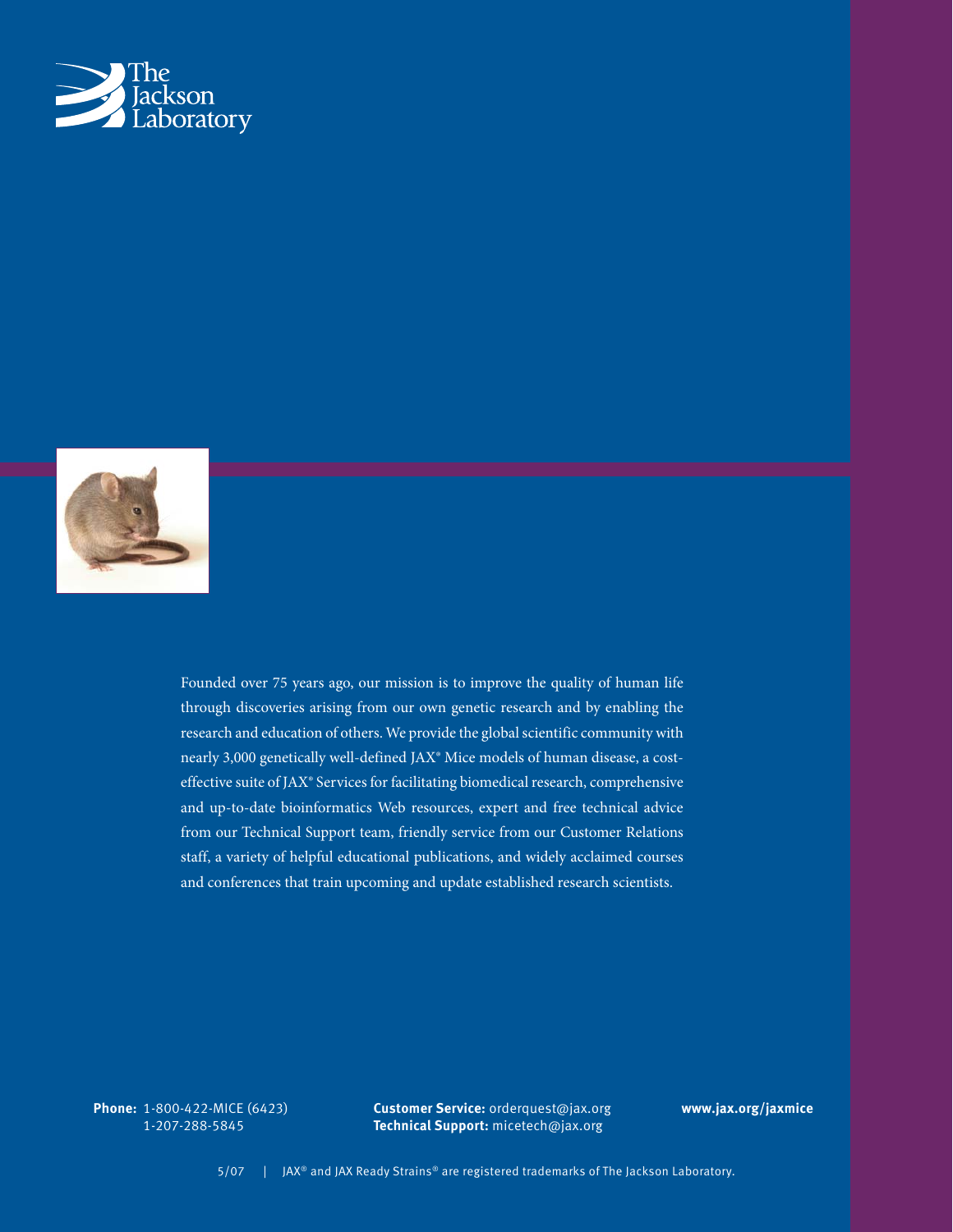The Jackson Laboratory

Founded over 75 years ago, our mission is to improve the quality of human life through discoveries arising from our own genetic research and by enabling the research and education of others. We provide the global scientific community with nearly 3,000 genetically well-defined JAX® Mice models of human disease, a cost-effective suite of JAX® Services for facilitating biomedical research, comprehensive and up-to-date bioinformatics Web resources, expert and free technical advice from our Technical Support team, friendly service from our Customer Relations staff, a variety of helpful educational publications, and widely acclaimed courses and conferences that train upcoming and update established research scientists.

**Phone:** 1-800-422-MICE (6423)
1-207-288-5845

**Customer Service:** orderquest@jax.org
**Technical Support:** micetech@jax.org

**www.jax.org/jaxmice**

5/07 | JAX® and JAX Ready Strains® are registered trademarks of The Jackson Laboratory.